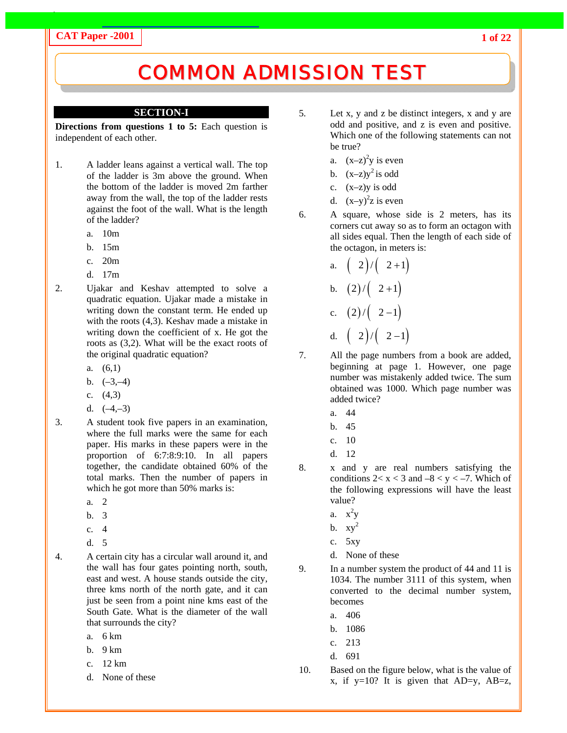# COMMON ADMISSION TEST

## SECTION-I

**Directions from questions 1 to 5:** Each question is independent of each other.

1. A ladder leans against a vertical wall. The top of the ladder is 3m above the ground. When the bottom of the ladder is moved 2m farther away from the wall, the top of the ladder rests against the foot of the wall. What is the length of the ladder?

   a. 10m
   b. 15m
   c. 20m
   d. 17m

2. Ujakar and Keshav attempted to solve a quadratic equation. Ujakar made a mistake in writing down the constant term. He ended up with the roots (4,3). Keshav made a mistake in writing down the coefficient of x. He got the roots as (3,2). What will be the exact roots of the original quadratic equation?

   a. (6,1)
   b. (–3,–4)
   c. (4,3)
   d. (–4,–3)

3. A student took five papers in an examination, where the full marks were the same for each paper. His marks in these papers were in the proportion of 6:7:8:9:10. In all papers together, the candidate obtained 60% of the total marks. Then the number of papers in which he got more than 50% marks is:

   a. 2
   b. 3
   c. 4
   d. 5

4. A certain city has a circular wall around it, and the wall has four gates pointing north, south, east and west. A house stands outside the city, three kms north of the north gate, and it can just be seen from a point nine kms east of the South Gate. What is the diameter of the wall that surrounds the city?

   a. 6 km
   b. 9 km
   c. 12 km
   d. None of these

5. Let x, y and z be distinct integers, x and y are odd and positive, and z is even and positive. Which one of the following statements can not be true?

   a. $(x-z)^2y$ is even
   b. $(x-z)y^2$ is odd
   c. $(x-z)y$ is odd
   d. $(x-y)^2z$ is even

6. A square, whose side is 2 meters, has its corners cut away so as to form an octagon with all sides equal. Then the length of each side of the octagon, in meters is:

   a. $\left(\sqrt{2}\right)/\left(\sqrt{2}+1\right)$
   b. $\left(2\right)/\left(\sqrt{2}+1\right)$
   c. $\left(2\right)/\left(\sqrt{2}-1\right)$
   d. $\left(\sqrt{2}\right)/\left(\sqrt{2}-1\right)$

7. All the page numbers from a book are added, beginning at page 1. However, one page number was mistakenly added twice. The sum obtained was 1000. Which page number was added twice?

   a. 44
   b. 45
   c. 10
   d. 12

8. x and y are real numbers satisfying the conditions $2 < x < 3$ and $-8 < y < -7$. Which of the following expressions will have the least value?

   a. $x^2y$
   b. $xy^2$
   c. $5xy$
   d. None of these

9. In a number system the product of 44 and 11 is 1034. The number 3111 of this system, when converted to the decimal number system, becomes

   a. 406
   b. 1086
   c. 213
   d. 691

10. Based on the figure below, what is the value of x, if y=10? It is given that AD=y, AB=z,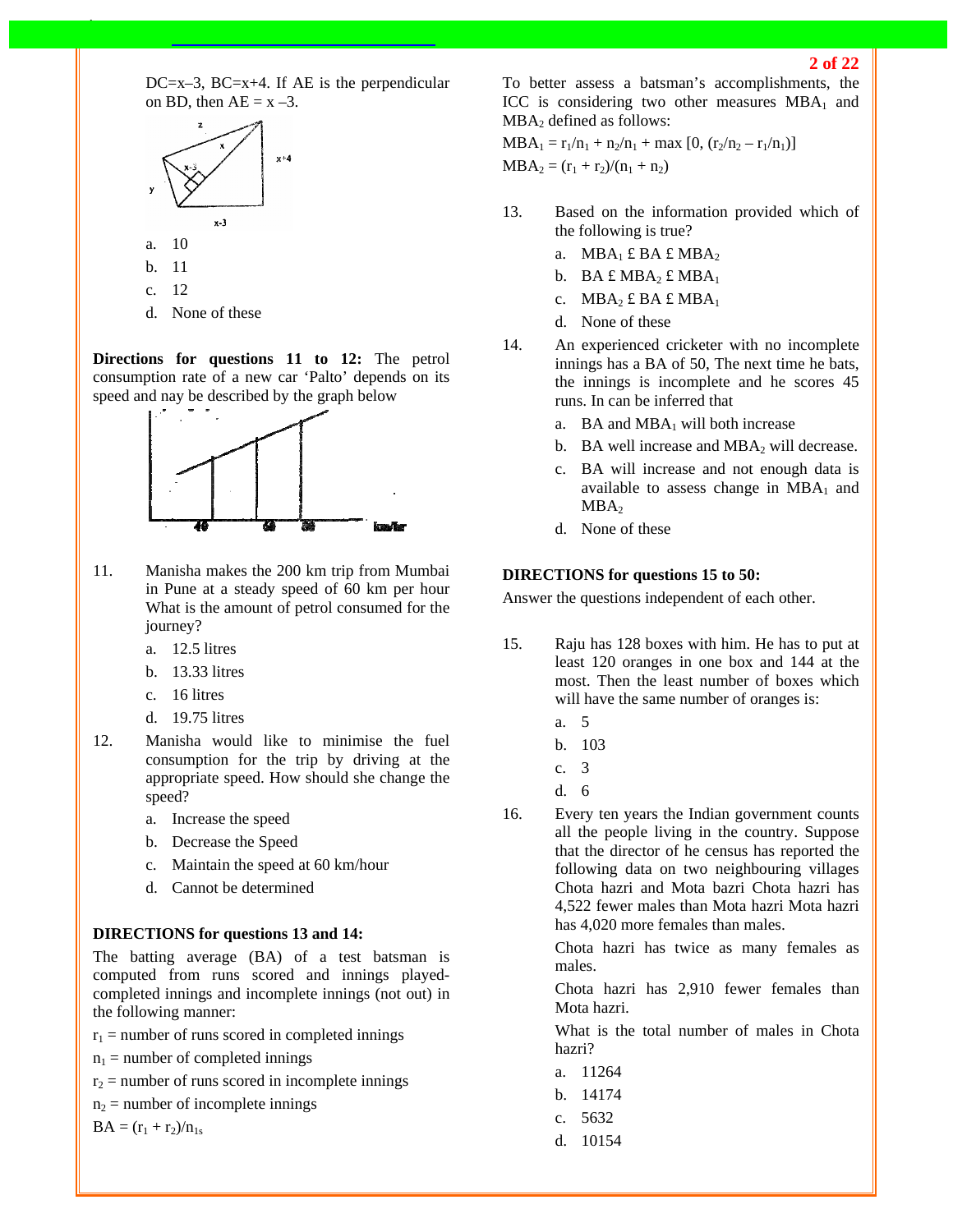DC=x–3, BC=x+4. If AE is the perpendicular on BD, then AE = x –3.

a. 10

b. 11

c. 12

d. None of these

**Directions for questions 11 to 12:** The petrol consumption rate of a new car 'Palto' depends on its speed and nay be described by the graph below

11. Manisha makes the 200 km trip from Mumbai in Pune at a steady speed of 60 km per hour What is the amount of petrol consumed for the journey?

    a. 12.5 litres

    b. 13.33 litres

    c. 16 litres

    d. 19.75 litres

12. Manisha would like to minimise the fuel consumption for the trip by driving at the appropriate speed. How should she change the speed?

    a. Increase the speed

    b. Decrease the Speed

    c. Maintain the speed at 60 km/hour

    d. Cannot be determined

**DIRECTIONS for questions 13 and 14:**

The batting average (BA) of a test batsman is computed from runs scored and innings played-completed innings and incomplete innings (not out) in the following manner:

$r_1$ = number of runs scored in completed innings

$n_1$ = number of completed innings

$r_2$ = number of runs scored in incomplete innings

$n_2$ = number of incomplete innings

$BA = (r_1 + r_2)/n_{1s}$

To better assess a batsman's accomplishments, the ICC is considering two other measures $MBA_1$ and $MBA_2$ defined as follows:

$MBA_1 = r_1/n_1 + n_2/n_1 + \max[0, (r_2/n_2 - r_1/n_1)]$

$MBA_2 = (r_1 + r_2)/(n_1 + n_2)$

13. Based on the information provided which of the following is true?

    a. $MBA_1$ £ BA £ $MBA_2$

    b. BA £ $MBA_2$ £ $MBA_1$

    c. $MBA_2$ £ BA £ $MBA_1$

    d. None of these

14. An experienced cricketer with no incomplete innings has a BA of 50, The next time he bats, the innings is incomplete and he scores 45 runs. In can be inferred that

    a. BA and $MBA_1$ will both increase

    b. BA well increase and $MBA_2$ will decrease.

    c. BA will increase and not enough data is available to assess change in $MBA_1$ and $MBA_2$

    d. None of these

**DIRECTIONS for questions 15 to 50:**

Answer the questions independent of each other.

15. Raju has 128 boxes with him. He has to put at least 120 oranges in one box and 144 at the most. Then the least number of boxes which will have the same number of oranges is:

    a. 5

    b. 103

    c. 3

    d. 6

16. Every ten years the Indian government counts all the people living in the country. Suppose that the director of he census has reported the following data on two neighbouring villages Chota hazri and Mota bazri Chota hazri has 4,522 fewer males than Mota hazri Mota hazri has 4,020 more females than males.

    Chota hazri has twice as many females as males.

    Chota hazri has 2,910 fewer females than Mota hazri.

    What is the total number of males in Chota hazri?

    a. 11264

    b. 14174

    c. 5632

    d. 10154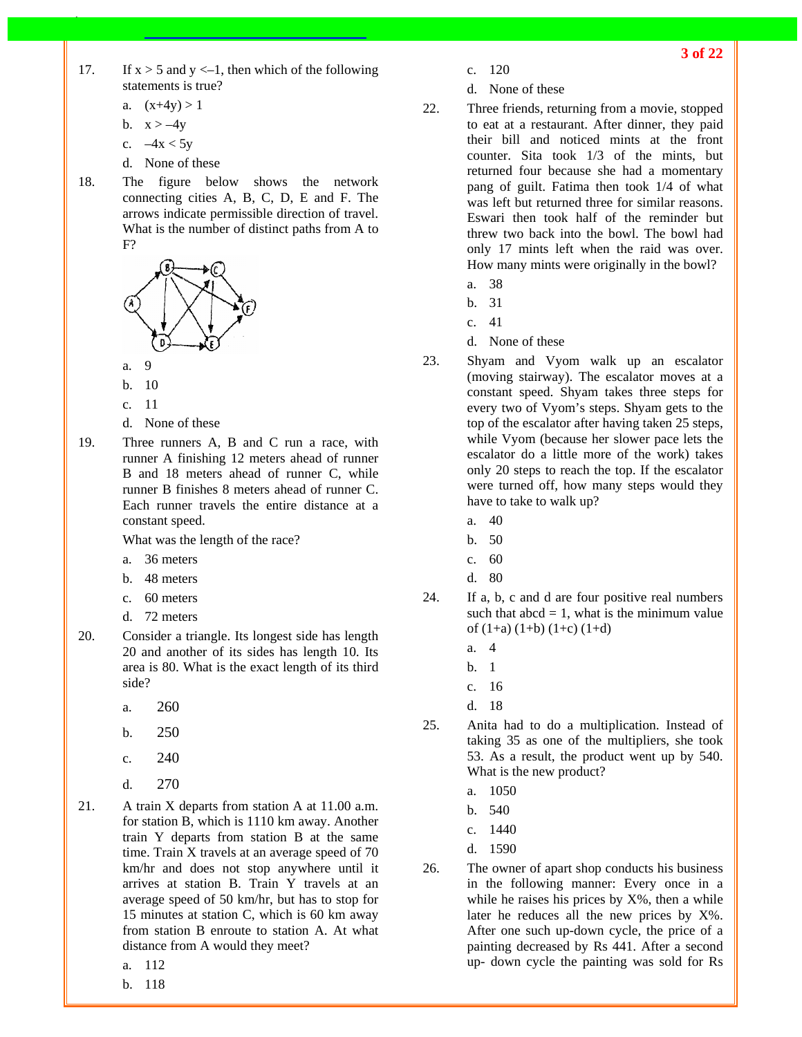17. If x > 5 and y <–1, then which of the following statements is true?

    a. $(x+4y) > 1$
    b. $x > -4y$
    c. $-4x < 5y$
    d. None of these

18. The figure below shows the network connecting cities A, B, C, D, E and F. The arrows indicate permissible direction of travel. What is the number of distinct paths from A to F?

    a. 9
    b. 10
    c. 11
    d. None of these

19. Three runners A, B and C run a race, with runner A finishing 12 meters ahead of runner B and 18 meters ahead of runner C, while runner B finishes 8 meters ahead of runner C. Each runner travels the entire distance at a constant speed.

    What was the length of the race?

    a. 36 meters
    b. 48 meters
    c. 60 meters
    d. 72 meters

20. Consider a triangle. Its longest side has length 20 and another of its sides has length 10. Its area is 80. What is the exact length of its third side?

    a. 260
    b. 250
    c. 240
    d. 270

21. A train X departs from station A at 11.00 a.m. for station B, which is 1110 km away. Another train Y departs from station B at the same time. Train X travels at an average speed of 70 km/hr and does not stop anywhere until it arrives at station B. Train Y travels at an average speed of 50 km/hr, but has to stop for 15 minutes at station C, which is 60 km away from station B enroute to station A. At what distance from A would they meet?

    a. 112
    b. 118
    c. 120
    d. None of these

22. Three friends, returning from a movie, stopped to eat at a restaurant. After dinner, they paid their bill and noticed mints at the front counter. Sita took 1/3 of the mints, but returned four because she had a momentary pang of guilt. Fatima then took 1/4 of what was left but returned three for similar reasons. Eswari then took half of the reminder but threw two back into the bowl. The bowl had only 17 mints left when the raid was over. How many mints were originally in the bowl?

    a. 38
    b. 31
    c. 41
    d. None of these

23. Shyam and Vyom walk up an escalator (moving stairway). The escalator moves at a constant speed. Shyam takes three steps for every two of Vyom's steps. Shyam gets to the top of the escalator after having taken 25 steps, while Vyom (because her slower pace lets the escalator do a little more of the work) takes only 20 steps to reach the top. If the escalator were turned off, how many steps would they have to take to walk up?

    a. 40
    b. 50
    c. 60
    d. 80

24. If a, b, c and d are four positive real numbers such that abcd = 1, what is the minimum value of $(1+a)(1+b)(1+c)(1+d)$

    a. 4
    b. 1
    c. 16
    d. 18

25. Anita had to do a multiplication. Instead of taking 35 as one of the multipliers, she took 53. As a result, the product went up by 540. What is the new product?

    a. 1050
    b. 540
    c. 1440
    d. 1590

26. The owner of apart shop conducts his business in the following manner: Every once in a while he raises his prices by X%, then a while later he reduces all the new prices by X%. After one such up-down cycle, the price of a painting decreased by Rs 441. After a second up- down cycle the painting was sold for Rs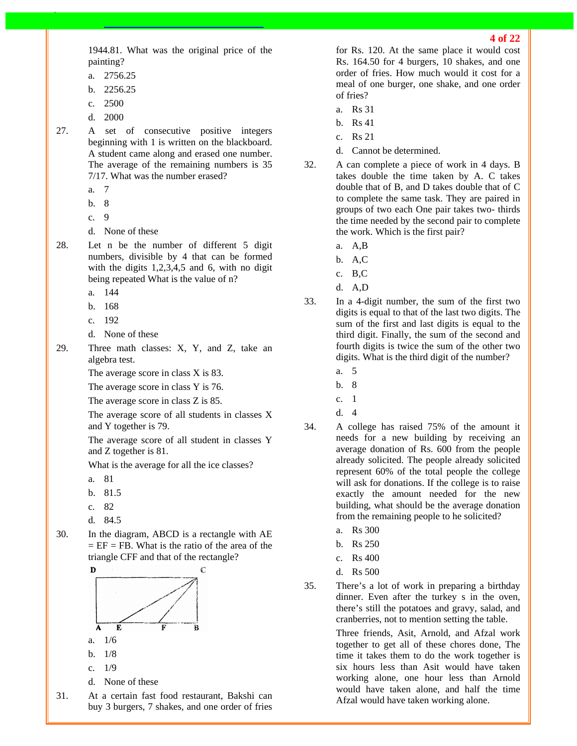1944.81. What was the original price of the painting?

a. 2756.25

b. 2256.25

c. 2500

d. 2000

27. A set of consecutive positive integers beginning with 1 is written on the blackboard. A student came along and erased one number. The average of the remaining numbers is 35 7/17. What was the number erased?

a. 7

b. 8

c. 9

d. None of these

28. Let n be the number of different 5 digit numbers, divisible by 4 that can be formed with the digits 1,2,3,4,5 and 6, with no digit being repeated What is the value of n?

a. 144

b. 168

c. 192

d. None of these

29. Three math classes: X, Y, and Z, take an algebra test.

The average score in class X is 83.

The average score in class Y is 76.

The average score in class Z is 85.

The average score of all students in classes X and Y together is 79.

The average score of all student in classes Y and Z together is 81.

What is the average for all the ice classes?

a. 81

b. 81.5

c. 82

d. 84.5

30. In the diagram, ABCD is a rectangle with AE = EF = FB. What is the ratio of the area of the triangle CFF and that of the rectangle?

a. 1/6

b. 1/8

c. 1/9

d. None of these

31. At a certain fast food restaurant, Bakshi can buy 3 burgers, 7 shakes, and one order of fries for Rs. 120. At the same place it would cost Rs. 164.50 for 4 burgers, 10 shakes, and one order of fries. How much would it cost for a meal of one burger, one shake, and one order of fries?

a. Rs 31

b. Rs 41

c. Rs 21

d. Cannot be determined.

32. A can complete a piece of work in 4 days. B takes double the time taken by A. C takes double that of B, and D takes double that of C to complete the same task. They are paired in groups of two each One pair takes two- thirds the time needed by the second pair to complete the work. Which is the first pair?

a. A,B

b. A,C

c. B,C

d. A,D

33. In a 4-digit number, the sum of the first two digits is equal to that of the last two digits. The sum of the first and last digits is equal to the third digit. Finally, the sum of the second and fourth digits is twice the sum of the other two digits. What is the third digit of the number?

a. 5

b. 8

c. 1

d. 4

34. A college has raised 75% of the amount it needs for a new building by receiving an average donation of Rs. 600 from the people already solicited. The people already solicited represent 60% of the total people the college will ask for donations. If the college is to raise exactly the amount needed for the new building, what should be the average donation from the remaining people to he solicited?

a. Rs 300

b. Rs 250

c. Rs 400

d. Rs 500

35. There's a lot of work in preparing a birthday dinner. Even after the turkey s in the oven, there's still the potatoes and gravy, salad, and cranberries, not to mention setting the table.

Three friends, Asit, Arnold, and Afzal work together to get all of these chores done, The time it takes them to do the work together is six hours less than Asit would have taken working alone, one hour less than Arnold would have taken alone, and half the time Afzal would have taken working alone.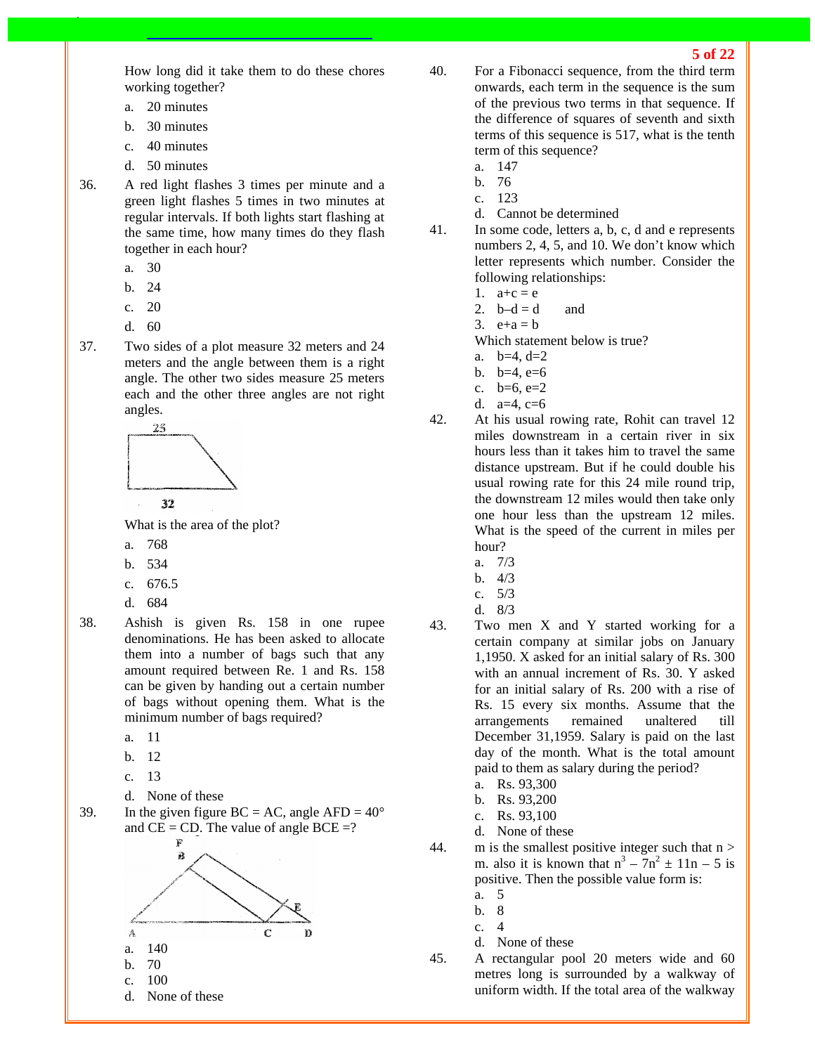How long did it take them to do these chores working together?

a. 20 minutes

b. 30 minutes

c. 40 minutes

d. 50 minutes

36. A red light flashes 3 times per minute and a green light flashes 5 times in two minutes at regular intervals. If both lights start flashing at the same time, how many times do they flash together in each hour?

a. 30

b. 24

c. 20

d. 60

37. Two sides of a plot measure 32 meters and 24 meters and the angle between them is a right angle. The other two sides measure 25 meters each and the other three angles are not right angles.

What is the area of the plot?

a. 768

b. 534

c. 676.5

d. 684

38. Ashish is given Rs. 158 in one rupee denominations. He has been asked to allocate them into a number of bags such that any amount required between Re. 1 and Rs. 158 can be given by handing out a certain number of bags without opening them. What is the minimum number of bags required?

a. 11

b. 12

c. 13

d. None of these

39. In the given figure BC = AC, angle AFD = 40° and CE = CD. The value of angle BCE =?

a. 140

b. 70

c. 100

d. None of these

40. For a Fibonacci sequence, from the third term onwards, each term in the sequence is the sum of the previous two terms in that sequence. If the difference of squares of seventh and sixth terms of this sequence is 517, what is the tenth term of this sequence?

a. 147

b. 76

c. 123

d. Cannot be determined

41. In some code, letters a, b, c, d and e represents numbers 2, 4, 5, and 10. We don't know which letter represents which number. Consider the following relationships:

1. a+c = e
2. b–d = d and
3. e+a = b

Which statement below is true?

a. b=4, d=2

b. b=4, e=6

c. b=6, e=2

d. a=4, c=6

42. At his usual rowing rate, Rohit can travel 12 miles downstream in a certain river in six hours less than it takes him to travel the same distance upstream. But if he could double his usual rowing rate for this 24 mile round trip, the downstream 12 miles would then take only one hour less than the upstream 12 miles. What is the speed of the current in miles per hour?

a. 7/3

b. 4/3

c. 5/3

d. 8/3

43. Two men X and Y started working for a certain company at similar jobs on January 1,1950. X asked for an initial salary of Rs. 300 with an annual increment of Rs. 30. Y asked for an initial salary of Rs. 200 with a rise of Rs. 15 every six months. Assume that the arrangements remained unaltered till December 31,1959. Salary is paid on the last day of the month. What is the total amount paid to them as salary during the period?

a. Rs. 93,300

b. Rs. 93,200

c. Rs. 93,100

d. None of these

44. m is the smallest positive integer such that n > m. also it is known that $n^3 – 7n^2 \pm 11n – 5$ is positive. Then the possible value form is:

a. 5

b. 8

c. 4

d. None of these

45. A rectangular pool 20 meters wide and 60 metres long is surrounded by a walkway of uniform width. If the total area of the walkway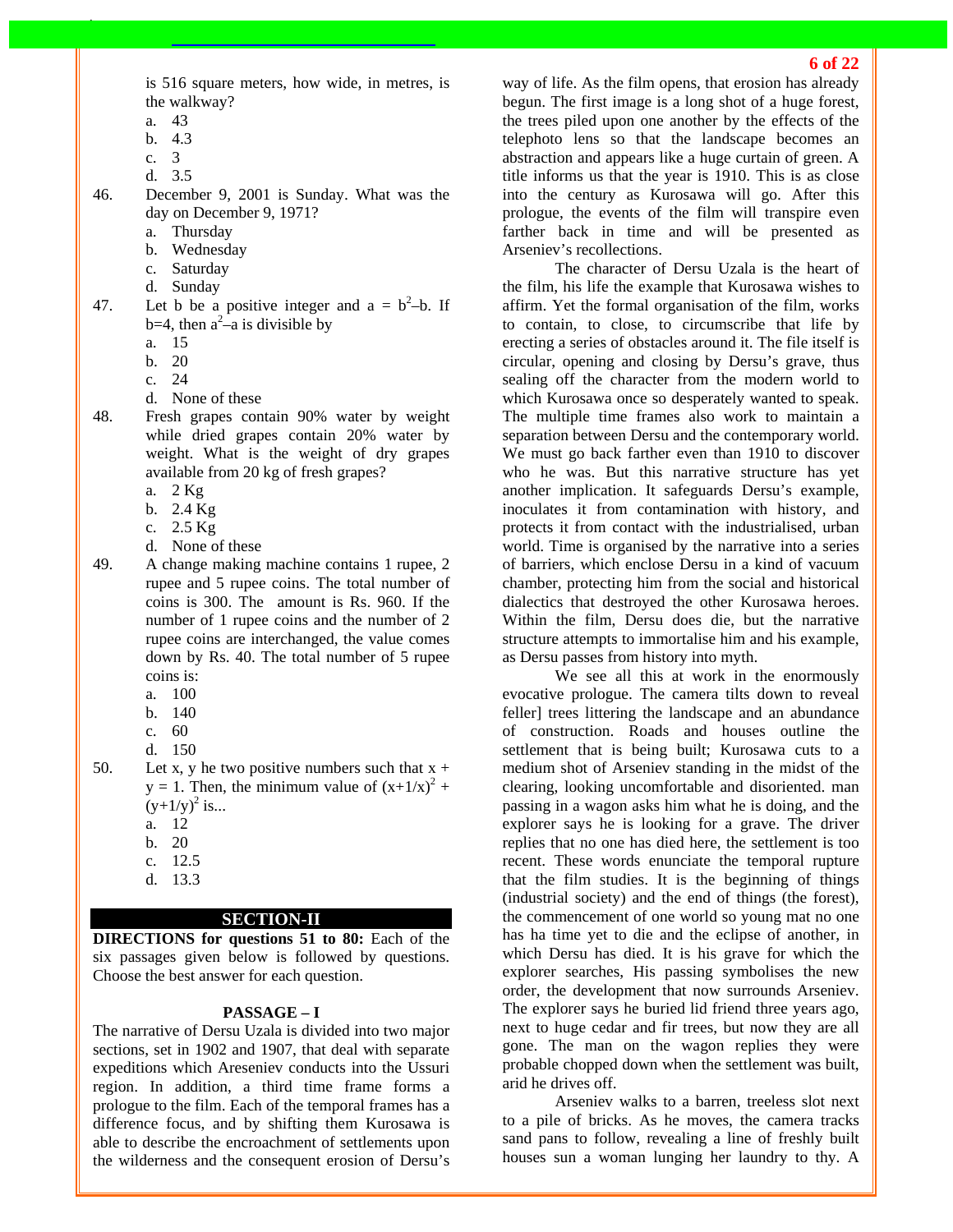is 516 square meters, how wide, in metres, is the walkway?

a. 43
b. 4.3
c. 3
d. 3.5

46. December 9, 2001 is Sunday. What was the day on December 9, 1971?

a. Thursday
b. Wednesday
c. Saturday
d. Sunday

47. Let b be a positive integer and $a = b^2 – b$. If b=4, then $a^2 – a$ is divisible by

a. 15
b. 20
c. 24
d. None of these

48. Fresh grapes contain 90% water by weight while dried grapes contain 20% water by weight. What is the weight of dry grapes available from 20 kg of fresh grapes?

a. 2 Kg
b. 2.4 Kg
c. 2.5 Kg
d. None of these

49. A change making machine contains 1 rupee, 2 rupee and 5 rupee coins. The total number of coins is 300. The amount is Rs. 960. If the number of 1 rupee coins and the number of 2 rupee coins are interchanged, the value comes down by Rs. 40. The total number of 5 rupee coins is:

a. 100
b. 140
c. 60
d. 150

50. Let x, y he two positive numbers such that x + y = 1. Then, the minimum value of $(x+1/x)^2 + (y+1/y)^2$ is...

a. 12
b. 20
c. 12.5
d. 13.3

## SECTION-II

**DIRECTIONS for questions 51 to 80:** Each of the six passages given below is followed by questions. Choose the best answer for each question.

### PASSAGE – I

The narrative of Dersu Uzala is divided into two major sections, set in 1902 and 1907, that deal with separate expeditions which Areseniev conducts into the Ussuri region. In addition, a third time frame forms a prologue to the film. Each of the temporal frames has a difference focus, and by shifting them Kurosawa is able to describe the encroachment of settlements upon the wilderness and the consequent erosion of Dersu's way of life. As the film opens, that erosion has already begun. The first image is a long shot of a huge forest, the trees piled upon one another by the effects of the telephoto lens so that the landscape becomes an abstraction and appears like a huge curtain of green. A title informs us that the year is 1910. This is as close into the century as Kurosawa will go. After this prologue, the events of the film will transpire even farther back in time and will be presented as Arseniev's recollections.

The character of Dersu Uzala is the heart of the film, his life the example that Kurosawa wishes to affirm. Yet the formal organisation of the film, works to contain, to close, to circumscribe that life by erecting a series of obstacles around it. The file itself is circular, opening and closing by Dersu's grave, thus sealing off the character from the modern world to which Kurosawa once so desperately wanted to speak. The multiple time frames also work to maintain a separation between Dersu and the contemporary world. We must go back farther even than 1910 to discover who he was. But this narrative structure has yet another implication. It safeguards Dersu's example, inoculates it from contamination with history, and protects it from contact with the industrialised, urban world. Time is organised by the narrative into a series of barriers, which enclose Dersu in a kind of vacuum chamber, protecting him from the social and historical dialectics that destroyed the other Kurosawa heroes. Within the film, Dersu does die, but the narrative structure attempts to immortalise him and his example, as Dersu passes from history into myth.

We see all this at work in the enormously evocative prologue. The camera tilts down to reveal feller] trees littering the landscape and an abundance of construction. Roads and houses outline the settlement that is being built; Kurosawa cuts to a medium shot of Arseniev standing in the midst of the clearing, looking uncomfortable and disoriented. A man passing in a wagon asks him what he is doing, and the explorer says he is looking for a grave. The driver replies that no one has died here, the settlement is too recent. These words enunciate the temporal rupture that the film studies. It is the beginning of things (industrial society) and the end of things (the forest), the commencement of one world so young mat no one has ha time yet to die and the eclipse of another, in which Dersu has died. It is his grave for which the explorer searches, His passing symbolises the new order, the development that now surrounds Arseniev. The explorer says he buried lid friend three years ago, next to huge cedar and fir trees, but now they are all gone. The man on the wagon replies they were probable chopped down when the settlement was built, arid he drives off.

Arseniev walks to a barren, treeless slot next to a pile of bricks. As he moves, the camera tracks sand pans to follow, revealing a line of freshly built houses sun a woman lunging her laundry to thy. A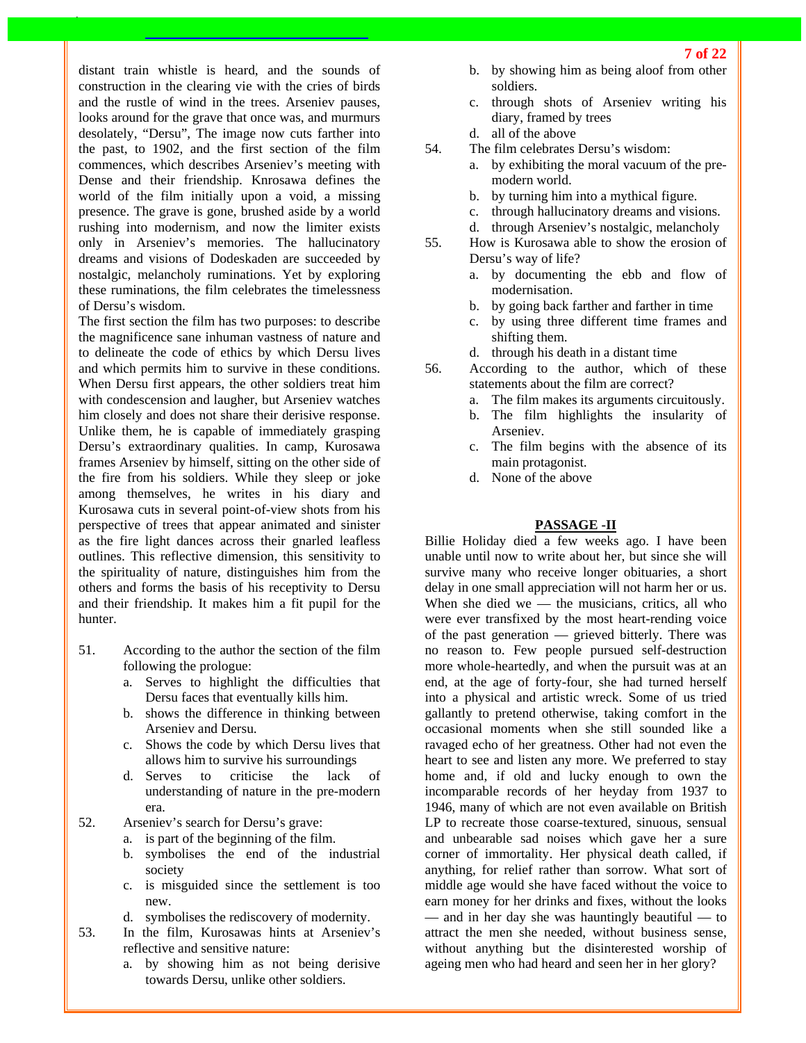distant train whistle is heard, and the sounds of construction in the clearing vie with the cries of birds and the rustle of wind in the trees. Arseniev pauses, looks around for the grave that once was, and murmurs desolately, "Dersu", The image now cuts farther into the past, to 1902, and the first section of the film commences, which describes Arseniev's meeting with Dense and their friendship. Knrosawa defines the world of the film initially upon a void, a missing presence. The grave is gone, brushed aside by a world rushing into modernism, and now the limiter exists only in Arseniev's memories. The hallucinatory dreams and visions of Dodeskaden are succeeded by nostalgic, melancholy ruminations. Yet by exploring these ruminations, the film celebrates the timelessness of Dersu's wisdom.

The first section the film has two purposes: to describe the magnificence sane inhuman vastness of nature and to delineate the code of ethics by which Dersu lives and which permits him to survive in these conditions. When Dersu first appears, the other soldiers treat him with condescension and laughter, but Arseniev watches him closely and does not share their derisive response. Unlike them, he is capable of immediately grasping Dersu's extraordinary qualities. In camp, Kurosawa frames Arseniev by himself, sitting on the other side of the fire from his soldiers. While they sleep or joke among themselves, he writes in his diary and Kurosawa cuts in several point-of-view shots from his perspective of trees that appear animated and sinister as the fire light dances across their gnarled leafless outlines. This reflective dimension, this sensitivity to the spirituality of nature, distinguishes him from the others and forms the basis of his receptivity to Dersu and their friendship. It makes him a fit pupil for the hunter.

51. According to the author the section of the film following the prologue:
    a. Serves to highlight the difficulties that Dersu faces that eventually kills him.
    b. shows the difference in thinking between Arseniev and Dersu.
    c. Shows the code by which Dersu lives that allows him to survive his surroundings
    d. Serves to criticise the lack of understanding of nature in the pre-modern era.

52. Arseniev's search for Dersu's grave:
    a. is part of the beginning of the film.
    b. symbolises the end of the industrial society
    c. is misguided since the settlement is too new.
    d. symbolises the rediscovery of modernity.

53. In the film, Kurosawas hints at Arseniev's reflective and sensitive nature:
    a. by showing him as not being derisive towards Dersu, unlike other soldiers.
    b. by showing him as being aloof from other soldiers.
    c. through shots of Arseniev writing his diary, framed by trees
    d. all of the above

54. The film celebrates Dersu's wisdom:
    a. by exhibiting the moral vacuum of the pre-modern world.
    b. by turning him into a mythical figure.
    c. through hallucinatory dreams and visions.
    d. through Arseniev's nostalgic, melancholy

55. How is Kurosawa able to show the erosion of Dersu's way of life?
    a. by documenting the ebb and flow of modernisation.
    b. by going back farther and farther in time
    c. by using three different time frames and shifting them.
    d. through his death in a distant time

56. According to the author, which of these statements about the film are correct?
    a. The film makes its arguments circuitously.
    b. The film highlights the insularity of Arseniev.
    c. The film begins with the absence of its main protagonist.
    d. None of the above

## PASSAGE -II

Billie Holiday died a few weeks ago. I have been unable until now to write about her, but since she will survive many who receive longer obituaries, a short delay in one small appreciation will not harm her or us. When she died we — the musicians, critics, all who were ever transfixed by the most heart-rending voice of the past generation — grieved bitterly. There was no reason to. Few people pursued self-destruction more whole-heartedly, and when the pursuit was at an end, at the age of forty-four, she had turned herself into a physical and artistic wreck. Some of us tried gallantly to pretend otherwise, taking comfort in the occasional moments when she still sounded like a ravaged echo of her greatness. Other had not even the heart to see and listen any more. We preferred to stay home and, if old and lucky enough to own the incomparable records of her heyday from 1937 to 1946, many of which are not even available on British LP to recreate those coarse-textured, sinuous, sensual and unbearable sad noises which gave her a sure corner of immortality. Her physical death called, if anything, for relief rather than sorrow. What sort of middle age would she have faced without the voice to earn money for her drinks and fixes, without the looks — and in her day she was hauntingly beautiful — to attract the men she needed, without business sense, without anything but the disinterested worship of ageing men who had heard and seen her in her glory?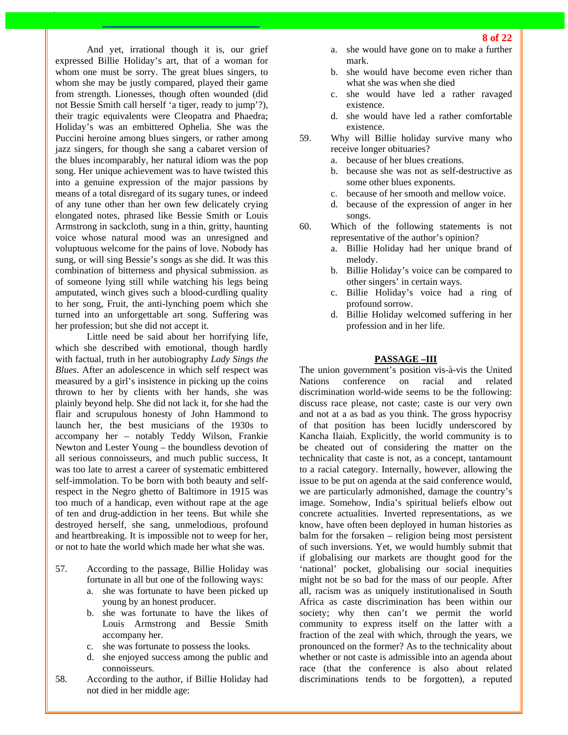And yet, irrational though it is, our grief expressed Billie Holiday's art, that of a woman for whom one must be sorry. The great blues singers, to whom she may be justly compared, played their game from strength. Lionesses, though often wounded (did not Bessie Smith call herself 'a tiger, ready to jump'?), their tragic equivalents were Cleopatra and Phaedra; Holiday's was an embittered Ophelia. She was the Puccini heroine among blues singers, or rather among jazz singers, for though she sang a cabaret version of the blues incomparably, her natural idiom was the pop song. Her unique achievement was to have twisted this into a genuine expression of the major passions by means of a total disregard of its sugary tunes, or indeed of any tune other than her own few delicately crying elongated notes, phrased like Bessie Smith or Louis Armstrong in sackcloth, sung in a thin, gritty, haunting voice whose natural mood was an unresigned and voluptuous welcome for the pains of love. Nobody has sung, or will sing Bessie's songs as she did. It was this combination of bitterness and physical submission. as of someone lying still while watching his legs being amputated, winch gives such a blood-curdling quality to her song, Fruit, the anti-lynching poem which she turned into an unforgettable art song. Suffering was her profession; but she did not accept it.

Little need be said about her horrifying life, which she described with emotional, though hardly with factual, truth in her autobiography *Lady Sings the Blues*. After an adolescence in which self respect was measured by a girl's insistence in picking up the coins thrown to her by clients with her hands, she was plainly beyond help. She did not lack it, for she had the flair and scrupulous honesty of John Hammond to launch her, the best musicians of the 1930s to accompany her – notably Teddy Wilson, Frankie Newton and Lester Young – the boundless devotion of all serious connoisseurs, and much public success, It was too late to arrest a career of systematic embittered self-immolation. To be born with both beauty and self-respect in the Negro ghetto of Baltimore in 1915 was too much of a handicap, even without rape at the age of ten and drug-addiction in her teens. But while she destroyed herself, she sang, unmelodious, profound and heartbreaking. It is impossible not to weep for her, or not to hate the world which made her what she was.

57. According to the passage, Billie Holiday was fortunate in all but one of the following ways:
   a. she was fortunate to have been picked up young by an honest producer.
   b. she was fortunate to have the likes of Louis Armstrong and Bessie Smith accompany her.
   c. she was fortunate to possess the looks.
   d. she enjoyed success among the public and connoisseurs.

58. According to the author, if Billie Holiday had not died in her middle age:
   a. she would have gone on to make a further mark.
   b. she would have become even richer than what she was when she died
   c. she would have led a rather ravaged existence.
   d. she would have led a rather comfortable existence.

59. Why will Billie holiday survive many who receive longer obituaries?
   a. because of her blues creations.
   b. because she was not as self-destructive as some other blues exponents.
   c. because of her smooth and mellow voice.
   d. because of the expression of anger in her songs.

60. Which of the following statements is not representative of the author's opinion?
   a. Billie Holiday had her unique brand of melody.
   b. Billie Holiday's voice can be compared to other singers' in certain ways.
   c. Billie Holiday's voice had a ring of profound sorrow.
   d. Billie Holiday welcomed suffering in her profession and in her life.

## PASSAGE –III

The union government's position vis-à-vis the United Nations conference on racial and related discrimination world-wide seems to be the following: discuss race please, not caste; caste is our very own and not at a as bad as you think. The gross hypocrisy of that position has been lucidly underscored by Kancha Ilaiah. Explicitly, the world community is to be cheated out of considering the matter on the technicality that caste is not, as a concept, tantamount to a racial category. Internally, however, allowing the issue to be put on agenda at the said conference would, we are particularly admonished, damage the country's image. Somehow, India's spiritual beliefs elbow out concrete actualities. Inverted representations, as we know, have often been deployed in human histories as balm for the forsaken – religion being most persistent of such inversions. Yet, we would humbly submit that if globalising our markets are thought good for the 'national' pocket, globalising our social inequities might not be so bad for the mass of our people. After all, racism was as uniquely institutionalised in South Africa as caste discrimination has been within our society; why then can't we permit the world community to express itself on the latter with a fraction of the zeal with which, through the years, we pronounced on the former? As to the technicality about whether or not caste is admissible into an agenda about race (that the conference is also about related discriminations tends to be forgotten), a reputed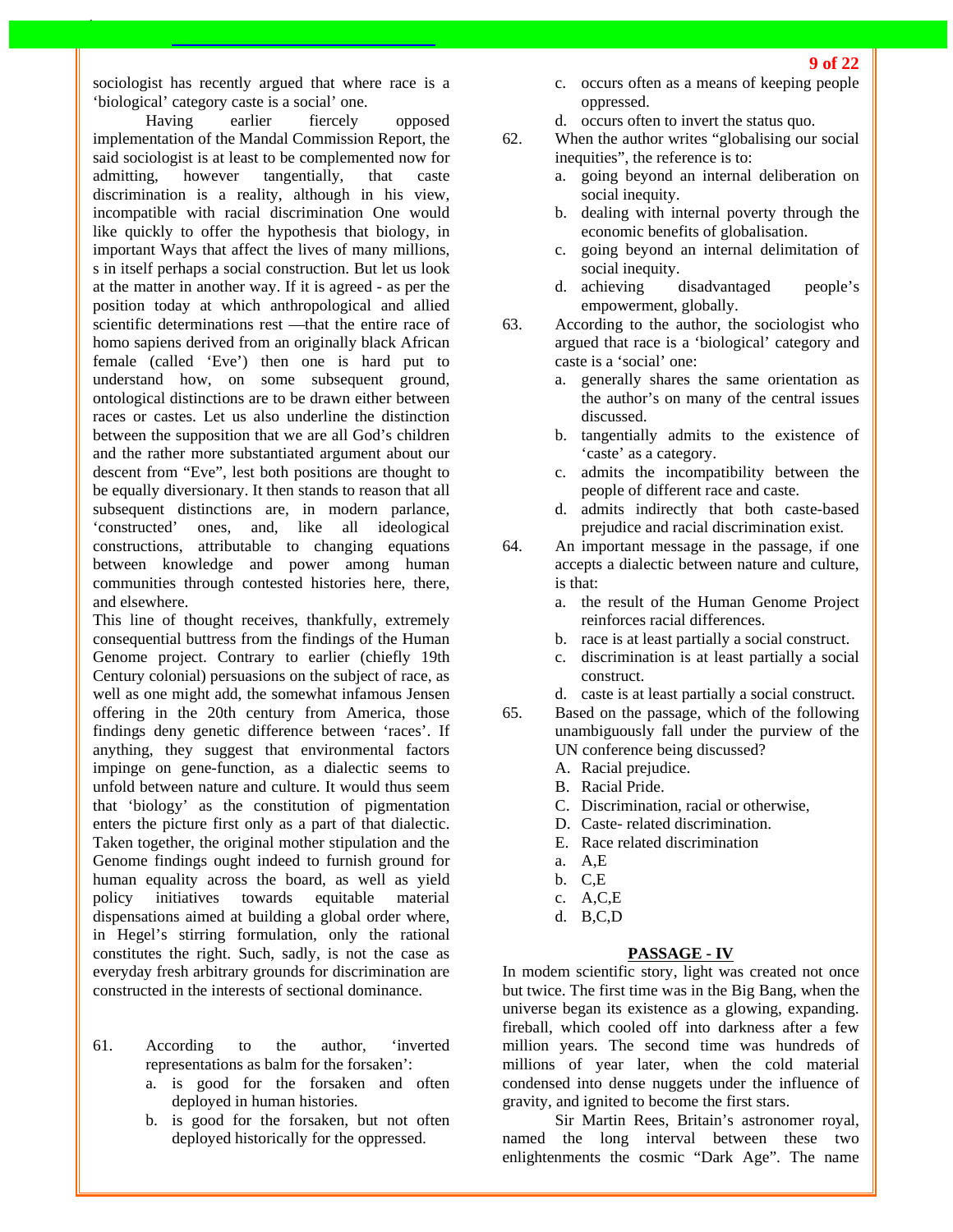sociologist has recently argued that where race is a 'biological' category caste is a social' one.

Having earlier fiercely opposed implementation of the Mandal Commission Report, the said sociologist is at least to be complemented now for admitting, however tangentially, that caste discrimination is a reality, although in his view, incompatible with racial discrimination One would like quickly to offer the hypothesis that biology, in important Ways that affect the lives of many millions, s in itself perhaps a social construction. But let us look at the matter in another way. If it is agreed - as per the position today at which anthropological and allied scientific determinations rest —that the entire race of homo sapiens derived from an originally black African female (called 'Eve') then one is hard put to understand how, on some subsequent ground, ontological distinctions are to be drawn either between races or castes. Let us also underline the distinction between the supposition that we are all God's children and the rather more substantiated argument about our descent from "Eve", lest both positions are thought to be equally diversionary. It then stands to reason that all subsequent distinctions are, in modern parlance, 'constructed' ones, and, like all ideological constructions, attributable to changing equations between knowledge and power among human communities through contested histories here, there, and elsewhere.

This line of thought receives, thankfully, extremely consequential buttress from the findings of the Human Genome project. Contrary to earlier (chiefly 19th Century colonial) persuasions on the subject of race, as well as one might add, the somewhat infamous Jensen offering in the 20th century from America, those findings deny genetic difference between 'races'. If anything, they suggest that environmental factors impinge on gene-function, as a dialectic seems to unfold between nature and culture. It would thus seem that 'biology' as the constitution of pigmentation enters the picture first only as a part of that dialectic. Taken together, the original mother stipulation and the Genome findings ought indeed to furnish ground for human equality across the board, as well as yield policy initiatives towards equitable material dispensations aimed at building a global order where, in Hegel's stirring formulation, only the rational constitutes the right. Such, sadly, is not the case as everyday fresh arbitrary grounds for discrimination are constructed in the interests of sectional dominance.

61. According to the author, 'inverted representations as balm for the forsaken':
   a. is good for the forsaken and often deployed in human histories.
   b. is good for the forsaken, but not often deployed historically for the oppressed.
   c. occurs often as a means of keeping people oppressed.
   d. occurs often to invert the status quo.

62. When the author writes "globalising our social inequities", the reference is to:
   a. going beyond an internal deliberation on social inequity.
   b. dealing with internal poverty through the economic benefits of globalisation.
   c. going beyond an internal delimitation of social inequity.
   d. achieving disadvantaged people's empowerment, globally.

63. According to the author, the sociologist who argued that race is a 'biological' category and caste is a 'social' one:
   a. generally shares the same orientation as the author's on many of the central issues discussed.
   b. tangentially admits to the existence of 'caste' as a category.
   c. admits the incompatibility between the people of different race and caste.
   d. admits indirectly that both caste-based prejudice and racial discrimination exist.

64. An important message in the passage, if one accepts a dialectic between nature and culture, is that:
   a. the result of the Human Genome Project reinforces racial differences.
   b. race is at least partially a social construct.
   c. discrimination is at least partially a social construct.
   d. caste is at least partially a social construct.

65. Based on the passage, which of the following unambiguously fall under the purview of the UN conference being discussed?
   A. Racial prejudice.
   B. Racial Pride.
   C. Discrimination, racial or otherwise,
   D. Caste- related discrimination.
   E. Race related discrimination
   a. A,E
   b. C,E
   c. A,C,E
   d. B,C,D

## PASSAGE - IV

In modem scientific story, light was created not once but twice. The first time was in the Big Bang, when the universe began its existence as a glowing, expanding. fireball, which cooled off into darkness after a few million years. The second time was hundreds of millions of year later, when the cold material condensed into dense nuggets under the influence of gravity, and ignited to become the first stars.

Sir Martin Rees, Britain's astronomer royal, named the long interval between these two enlightenments the cosmic "Dark Age". The name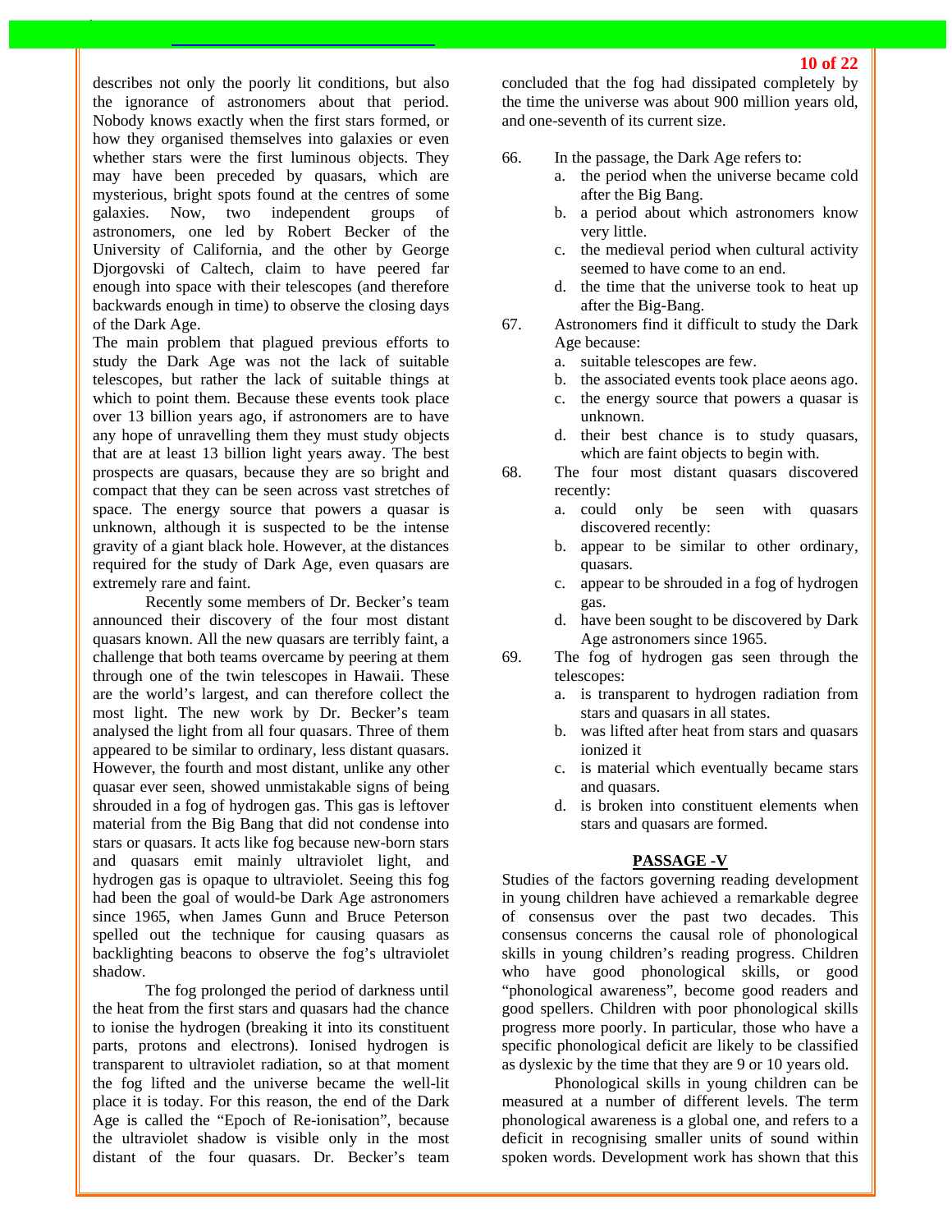describes not only the poorly lit conditions, but also the ignorance of astronomers about that period. Nobody knows exactly when the first stars formed, or how they organised themselves into galaxies or even whether stars were the first luminous objects. They may have been preceded by quasars, which are mysterious, bright spots found at the centres of some galaxies. Now, two independent groups of astronomers, one led by Robert Becker of the University of California, and the other by George Djorgovski of Caltech, claim to have peered far enough into space with their telescopes (and therefore backwards enough in time) to observe the closing days of the Dark Age.

The main problem that plagued previous efforts to study the Dark Age was not the lack of suitable telescopes, but rather the lack of suitable things at which to point them. Because these events took place over 13 billion years ago, if astronomers are to have any hope of unravelling them they must study objects that are at least 13 billion light years away. The best prospects are quasars, because they are so bright and compact that they can be seen across vast stretches of space. The energy source that powers a quasar is unknown, although it is suspected to be the intense gravity of a giant black hole. However, at the distances required for the study of Dark Age, even quasars are extremely rare and faint.

Recently some members of Dr. Becker's team announced their discovery of the four most distant quasars known. All the new quasars are terribly faint, a challenge that both teams overcame by peering at them through one of the twin telescopes in Hawaii. These are the world's largest, and can therefore collect the most light. The new work by Dr. Becker's team analysed the light from all four quasars. Three of them appeared to be similar to ordinary, less distant quasars. However, the fourth and most distant, unlike any other quasar ever seen, showed unmistakable signs of being shrouded in a fog of hydrogen gas. This gas is leftover material from the Big Bang that did not condense into stars or quasars. It acts like fog because new-born stars and quasars emit mainly ultraviolet light, and hydrogen gas is opaque to ultraviolet. Seeing this fog had been the goal of would-be Dark Age astronomers since 1965, when James Gunn and Bruce Peterson spelled out the technique for causing quasars as backlighting beacons to observe the fog's ultraviolet shadow.

The fog prolonged the period of darkness until the heat from the first stars and quasars had the chance to ionise the hydrogen (breaking it into its constituent parts, protons and electrons). Ionised hydrogen is transparent to ultraviolet radiation, so at that moment the fog lifted and the universe became the well-lit place it is today. For this reason, the end of the Dark Age is called the "Epoch of Re-ionisation", because the ultraviolet shadow is visible only in the most distant of the four quasars. Dr. Becker's team concluded that the fog had dissipated completely by the time the universe was about 900 million years old, and one-seventh of its current size.

66. In the passage, the Dark Age refers to:
    a. the period when the universe became cold after the Big Bang.
    b. a period about which astronomers know very little.
    c. the medieval period when cultural activity seemed to have come to an end.
    d. the time that the universe took to heat up after the Big-Bang.

67. Astronomers find it difficult to study the Dark Age because:
    a. suitable telescopes are few.
    b. the associated events took place aeons ago.
    c. the energy source that powers a quasar is unknown.
    d. their best chance is to study quasars, which are faint objects to begin with.

68. The four most distant quasars discovered recently:
    a. could only be seen with quasars discovered recently:
    b. appear to be similar to other ordinary, quasars.
    c. appear to be shrouded in a fog of hydrogen gas.
    d. have been sought to be discovered by Dark Age astronomers since 1965.

69. The fog of hydrogen gas seen through the telescopes:
    a. is transparent to hydrogen radiation from stars and quasars in all states.
    b. was lifted after heat from stars and quasars ionized it
    c. is material which eventually became stars and quasars.
    d. is broken into constituent elements when stars and quasars are formed.

## PASSAGE -V

Studies of the factors governing reading development in young children have achieved a remarkable degree of consensus over the past two decades. This consensus concerns the causal role of phonological skills in young children's reading progress. Children who have good phonological skills, or good "phonological awareness", become good readers and good spellers. Children with poor phonological skills progress more poorly. In particular, those who have a specific phonological deficit are likely to be classified as dyslexic by the time that they are 9 or 10 years old.

Phonological skills in young children can be measured at a number of different levels. The term phonological awareness is a global one, and refers to a deficit in recognising smaller units of sound within spoken words. Development work has shown that this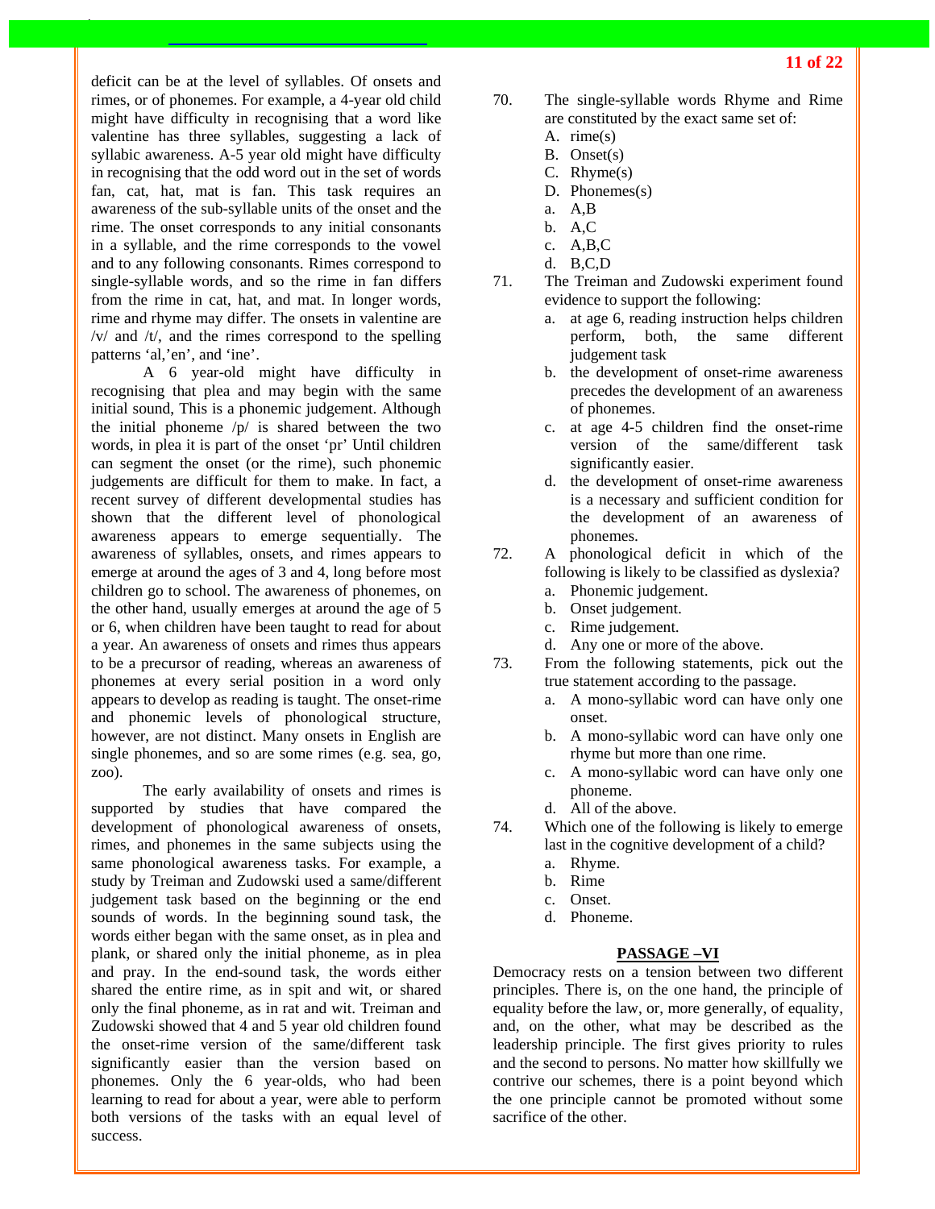deficit can be at the level of syllables. Of onsets and rimes, or of phonemes. For example, a 4-year old child might have difficulty in recognising that a word like valentine has three syllables, suggesting a lack of syllabic awareness. A-5 year old might have difficulty in recognising that the odd word out in the set of words fan, cat, hat, mat is fan. This task requires an awareness of the sub-syllable units of the onset and the rime. The onset corresponds to any initial consonants in a syllable, and the rime corresponds to the vowel and to any following consonants. Rimes correspond to single-syllable words, and so the rime in fan differs from the rime in cat, hat, and mat. In longer words, rime and rhyme may differ. The onsets in valentine are /v/ and /t/, and the rimes correspond to the spelling patterns 'al,'en', and 'ine'.

A 6 year-old might have difficulty in recognising that plea and may begin with the same initial sound, This is a phonemic judgement. Although the initial phoneme /p/ is shared between the two words, in plea it is part of the onset 'pr' Until children can segment the onset (or the rime), such phonemic judgements are difficult for them to make. In fact, a recent survey of different developmental studies has shown that the different level of phonological awareness appears to emerge sequentially. The awareness of syllables, onsets, and rimes appears to emerge at around the ages of 3 and 4, long before most children go to school. The awareness of phonemes, on the other hand, usually emerges at around the age of 5 or 6, when children have been taught to read for about a year. An awareness of onsets and rimes thus appears to be a precursor of reading, whereas an awareness of phonemes at every serial position in a word only appears to develop as reading is taught. The onset-rime and phonemic levels of phonological structure, however, are not distinct. Many onsets in English are single phonemes, and so are some rimes (e.g. sea, go, zoo).

The early availability of onsets and rimes is supported by studies that have compared the development of phonological awareness of onsets, rimes, and phonemes in the same subjects using the same phonological awareness tasks. For example, a study by Treiman and Zudowski used a same/different judgement task based on the beginning or the end sounds of words. In the beginning sound task, the words either began with the same onset, as in plea and plank, or shared only the initial phoneme, as in plea and pray. In the end-sound task, the words either shared the entire rime, as in spit and wit, or shared only the final phoneme, as in rat and wit. Treiman and Zudowski showed that 4 and 5 year old children found the onset-rime version of the same/different task significantly easier than the version based on phonemes. Only the 6 year-olds, who had been learning to read for about a year, were able to perform both versions of the tasks with an equal level of success.

70. The single-syllable words Rhyme and Rime are constituted by the exact same set of:
   - A. rime(s)
   - B. Onset(s)
   - C. Rhyme(s)
   - D. Phonemes(s)
   - a. A,B
   - b. A,C
   - c. A,B,C
   - d. B,C,D

71. The Treiman and Zudowski experiment found evidence to support the following:
   - a. at age 6, reading instruction helps children perform, both, the same different judgement task
   - b. the development of onset-rime awareness precedes the development of an awareness of phonemes.
   - c. at age 4-5 children find the onset-rime version of the same/different task significantly easier.
   - d. the development of onset-rime awareness is a necessary and sufficient condition for the development of an awareness of phonemes.

72. A phonological deficit in which of the following is likely to be classified as dyslexia?
   - a. Phonemic judgement.
   - b. Onset judgement.
   - c. Rime judgement.
   - d. Any one or more of the above.

73. From the following statements, pick out the true statement according to the passage.
   - a. A mono-syllabic word can have only one onset.
   - b. A mono-syllabic word can have only one rhyme but more than one rime.
   - c. A mono-syllabic word can have only one phoneme.
   - d. All of the above.

74. Which one of the following is likely to emerge last in the cognitive development of a child?
   - a. Rhyme.
   - b. Rime
   - c. Onset.
   - d. Phoneme.

## PASSAGE –VI

Democracy rests on a tension between two different principles. There is, on the one hand, the principle of equality before the law, or, more generally, of equality, and, on the other, what may be described as the leadership principle. The first gives priority to rules and the second to persons. No matter how skillfully we contrive our schemes, there is a point beyond which the one principle cannot be promoted without some sacrifice of the other.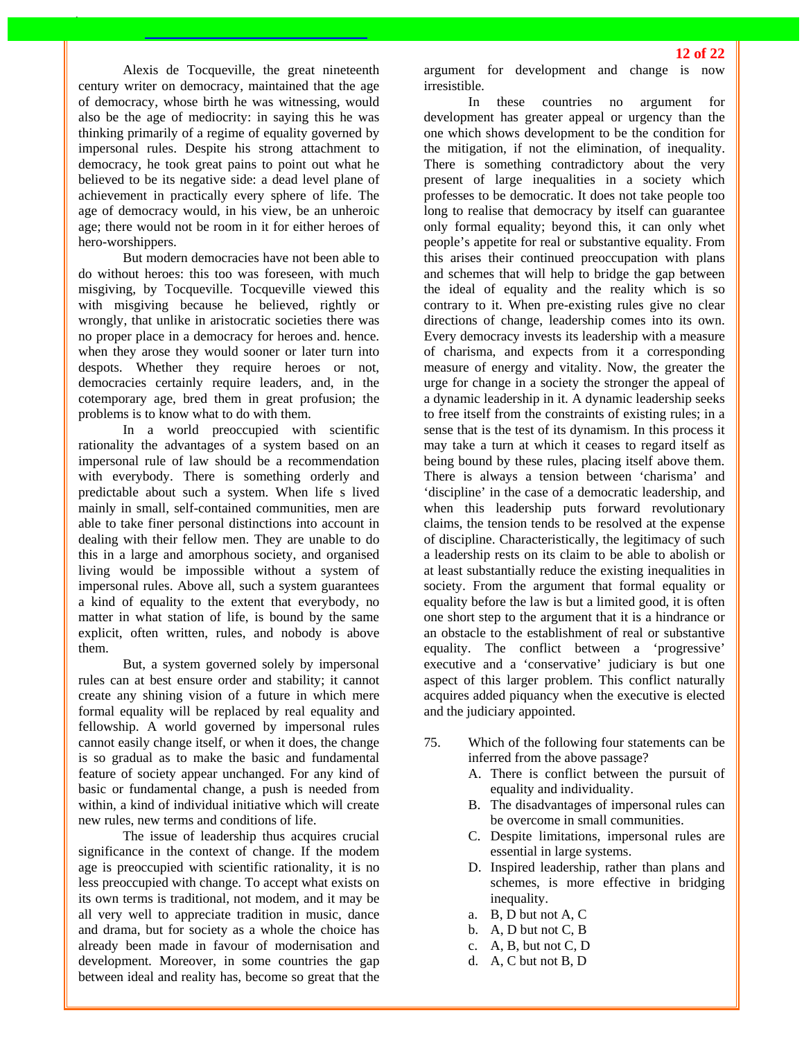Alexis de Tocqueville, the great nineteenth century writer on democracy, maintained that the age of democracy, whose birth he was witnessing, would also be the age of mediocrity: in saying this he was thinking primarily of a regime of equality governed by impersonal rules. Despite his strong attachment to democracy, he took great pains to point out what he believed to be its negative side: a dead level plane of achievement in practically every sphere of life. The age of democracy would, in his view, be an unheroic age; there would not be room in it for either heroes of hero-worshippers.

But modern democracies have not been able to do without heroes: this too was foreseen, with much misgiving, by Tocqueville. Tocqueville viewed this with misgiving because he believed, rightly or wrongly, that unlike in aristocratic societies there was no proper place in a democracy for heroes and. hence. when they arose they would sooner or later turn into despots. Whether they require heroes or not, democracies certainly require leaders, and, in the cotemporary age, bred them in great profusion; the problems is to know what to do with them.

In a world preoccupied with scientific rationality the advantages of a system based on an impersonal rule of law should be a recommendation with everybody. There is something orderly and predictable about such a system. When life s lived mainly in small, self-contained communities, men are able to take finer personal distinctions into account in dealing with their fellow men. They are unable to do this in a large and amorphous society, and organised living would be impossible without a system of impersonal rules. Above all, such a system guarantees a kind of equality to the extent that everybody, no matter in what station of life, is bound by the same explicit, often written, rules, and nobody is above them.

But, a system governed solely by impersonal rules can at best ensure order and stability; it cannot create any shining vision of a future in which mere formal equality will be replaced by real equality and fellowship. A world governed by impersonal rules cannot easily change itself, or when it does, the change is so gradual as to make the basic and fundamental feature of society appear unchanged. For any kind of basic or fundamental change, a push is needed from within, a kind of individual initiative which will create new rules, new terms and conditions of life.

The issue of leadership thus acquires crucial significance in the context of change. If the modem age is preoccupied with scientific rationality, it is no less preoccupied with change. To accept what exists on its own terms is traditional, not modem, and it may be all very well to appreciate tradition in music, dance and drama, but for society as a whole the choice has already been made in favour of modernisation and development. Moreover, in some countries the gap between ideal and reality has, become so great that the argument for development and change is now irresistible.

In these countries no argument for development has greater appeal or urgency than the one which shows development to be the condition for the mitigation, if not the elimination, of inequality. There is something contradictory about the very present of large inequalities in a society which professes to be democratic. It does not take people too long to realise that democracy by itself can guarantee only formal equality; beyond this, it can only whet people's appetite for real or substantive equality. From this arises their continued preoccupation with plans and schemes that will help to bridge the gap between the ideal of equality and the reality which is so contrary to it. When pre-existing rules give no clear directions of change, leadership comes into its own. Every democracy invests its leadership with a measure of charisma, and expects from it a corresponding measure of energy and vitality. Now, the greater the urge for change in a society the stronger the appeal of a dynamic leadership in it. A dynamic leadership seeks to free itself from the constraints of existing rules; in a sense that is the test of its dynamism. In this process it may take a turn at which it ceases to regard itself as being bound by these rules, placing itself above them. There is always a tension between 'charisma' and 'discipline' in the case of a democratic leadership, and when this leadership puts forward revolutionary claims, the tension tends to be resolved at the expense of discipline. Characteristically, the legitimacy of such a leadership rests on its claim to be able to abolish or at least substantially reduce the existing inequalities in society. From the argument that formal equality or equality before the law is but a limited good, it is often one short step to the argument that it is a hindrance or an obstacle to the establishment of real or substantive equality. The conflict between a 'progressive' executive and a 'conservative' judiciary is but one aspect of this larger problem. This conflict naturally acquires added piquancy when the executive is elected and the judiciary appointed.

75. Which of the following four statements can be inferred from the above passage?

A. There is conflict between the pursuit of equality and individuality.
B. The disadvantages of impersonal rules can be overcome in small communities.
C. Despite limitations, impersonal rules are essential in large systems.
D. Inspired leadership, rather than plans and schemes, is more effective in bridging inequality.

a. B, D but not A, C
b. A, D but not C, B
c. A, B, but not C, D
d. A, C but not B, D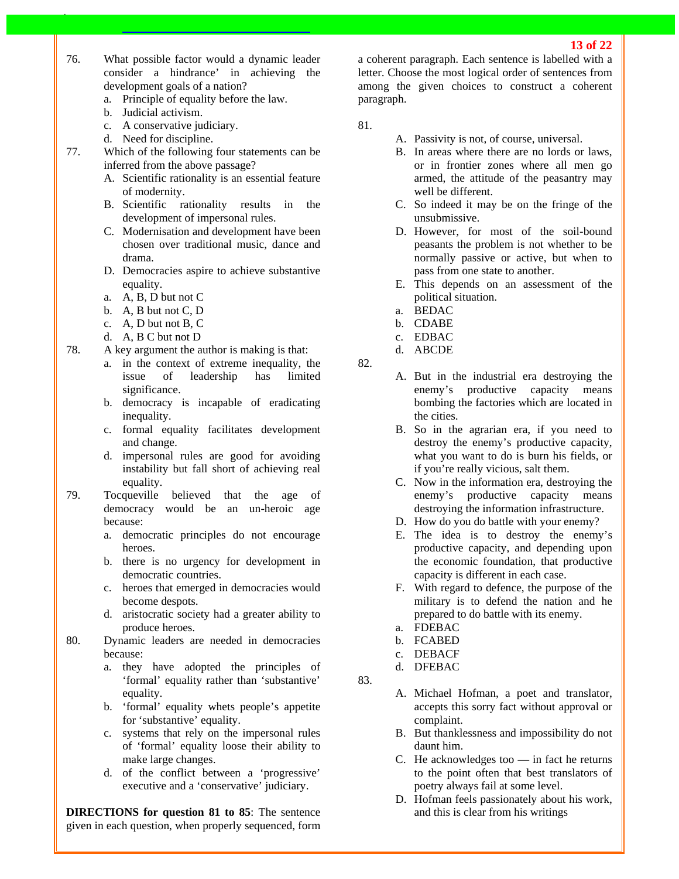76. What possible factor would a dynamic leader consider a hindrance' in achieving the development goals of a nation?
   a. Principle of equality before the law.
   b. Judicial activism.
   c. A conservative judiciary.
   d. Need for discipline.

77. Which of the following four statements can be inferred from the above passage?
   A. Scientific rationality is an essential feature of modernity.
   B. Scientific rationality results in the development of impersonal rules.
   C. Modernisation and development have been chosen over traditional music, dance and drama.
   D. Democracies aspire to achieve substantive equality.
   a. A, B, D but not C
   b. A, B but not C, D
   c. A, D but not B, C
   d. A, B C but not D

78. A key argument the author is making is that:
   a. in the context of extreme inequality, the issue of leadership has limited significance.
   b. democracy is incapable of eradicating inequality.
   c. formal equality facilitates development and change.
   d. impersonal rules are good for avoiding instability but fall short of achieving real equality.

79. Tocqueville believed that the age of democracy would be an un-heroic age because:
   a. democratic principles do not encourage heroes.
   b. there is no urgency for development in democratic countries.
   c. heroes that emerged in democracies would become despots.
   d. aristocratic society had a greater ability to produce heroes.

80. Dynamic leaders are needed in democracies because:
   a. they have adopted the principles of 'formal' equality rather than 'substantive' equality.
   b. 'formal' equality whets people's appetite for 'substantive' equality.
   c. systems that rely on the impersonal rules of 'formal' equality loose their ability to make large changes.
   d. of the conflict between a 'progressive' executive and a 'conservative' judiciary.

**DIRECTIONS for question 81 to 85**: The sentence given in each question, when properly sequenced, form a coherent paragraph. Each sentence is labelled with a letter. Choose the most logical order of sentences from among the given choices to construct a coherent paragraph.

81.
   A. Passivity is not, of course, universal.
   B. In areas where there are no lords or laws, or in frontier zones where all men go armed, the attitude of the peasantry may well be different.
   C. So indeed it may be on the fringe of the unsubmissive.
   D. However, for most of the soil-bound peasants the problem is not whether to be normally passive or active, but when to pass from one state to another.
   E. This depends on an assessment of the political situation.
   a. BEDAC
   b. CDABE
   c. EDBAC
   d. ABCDE

82.
   A. But in the industrial era destroying the enemy's productive capacity means bombing the factories which are located in the cities.
   B. So in the agrarian era, if you need to destroy the enemy's productive capacity, what you want to do is burn his fields, or if you're really vicious, salt them.
   C. Now in the information era, destroying the enemy's productive capacity means destroying the information infrastructure.
   D. How do you do battle with your enemy?
   E. The idea is to destroy the enemy's productive capacity, and depending upon the economic foundation, that productive capacity is different in each case.
   F. With regard to defence, the purpose of the military is to defend the nation and he prepared to do battle with its enemy.
   a. FDEBAC
   b. FCABED
   c. DEBACF
   d. DFEBAC

83.
   A. Michael Hofman, a poet and translator, accepts this sorry fact without approval or complaint.
   B. But thanklessness and impossibility do not daunt him.
   C. He acknowledges too — in fact he returns to the point often that best translators of poetry always fail at some level.
   D. Hofman feels passionately about his work, and this is clear from his writings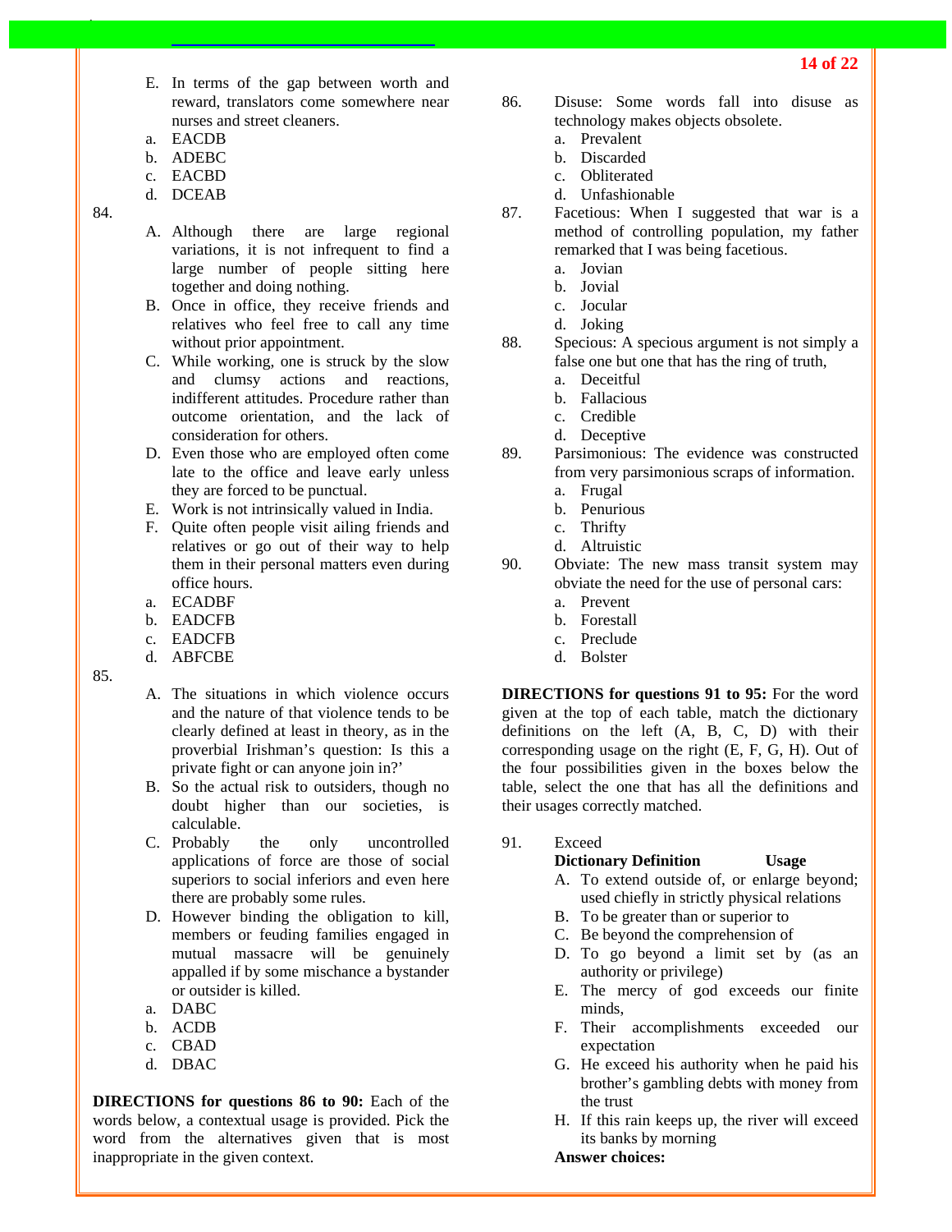E. In terms of the gap between worth and reward, translators come somewhere near nurses and street cleaners.

a. EACDB
b. ADEBC
c. EACBD
d. DCEAB

84.

A. Although there are large regional variations, it is not infrequent to find a large number of people sitting here together and doing nothing.
B. Once in office, they receive friends and relatives who feel free to call any time without prior appointment.
C. While working, one is struck by the slow and clumsy actions and reactions, indifferent attitudes. Procedure rather than outcome orientation, and the lack of consideration for others.
D. Even those who are employed often come late to the office and leave early unless they are forced to be punctual.
E. Work is not intrinsically valued in India.
F. Quite often people visit ailing friends and relatives or go out of their way to help them in their personal matters even during office hours.

a. ECADBF
b. EADCFB
c. EADCFB
d. ABFCBE

85.

A. The situations in which violence occurs and the nature of that violence tends to be clearly defined at least in theory, as in the proverbial Irishman's question: Is this a private fight or can anyone join in?'
B. So the actual risk to outsiders, though no doubt higher than our societies, is calculable.
C. Probably the only uncontrolled applications of force are those of social superiors to social inferiors and even here there are probably some rules.
D. However binding the obligation to kill, members or feuding families engaged in mutual massacre will be genuinely appalled if by some mischance a bystander or outsider is killed.

a. DABC
b. ACDB
c. CBAD
d. DBAC

**DIRECTIONS for questions 86 to 90:** Each of the words below, a contextual usage is provided. Pick the word from the alternatives given that is most inappropriate in the given context.

86. Disuse: Some words fall into disuse as technology makes objects obsolete.

a. Prevalent
b. Discarded
c. Obliterated
d. Unfashionable

87. Facetious: When I suggested that war is a method of controlling population, my father remarked that I was being facetious.

a. Jovian
b. Jovial
c. Jocular
d. Joking

88. Specious: A specious argument is not simply a false one but one that has the ring of truth,

a. Deceitful
b. Fallacious
c. Credible
d. Deceptive

89. Parsimonious: The evidence was constructed from very parsimonious scraps of information.

a. Frugal
b. Penurious
c. Thrifty
d. Altruistic

90. Obviate: The new mass transit system may obviate the need for the use of personal cars:

a. Prevent
b. Forestall
c. Preclude
d. Bolster

**DIRECTIONS for questions 91 to 95:** For the word given at the top of each table, match the dictionary definitions on the left (A, B, C, D) with their corresponding usage on the right (E, F, G, H). Out of the four possibilities given in the boxes below the table, select the one that has all the definitions and their usages correctly matched.

91. Exceed

**Dictionary Definition** **Usage**

A. To extend outside of, or enlarge beyond; used chiefly in strictly physical relations
B. To be greater than or superior to
C. Be beyond the comprehension of
D. To go beyond a limit set by (as an authority or privilege)
E. The mercy of god exceeds our finite minds,
F. Their accomplishments exceeded our expectation
G. He exceed his authority when he paid his brother's gambling debts with money from the trust
H. If this rain keeps up, the river will exceed its banks by morning

**Answer choices:**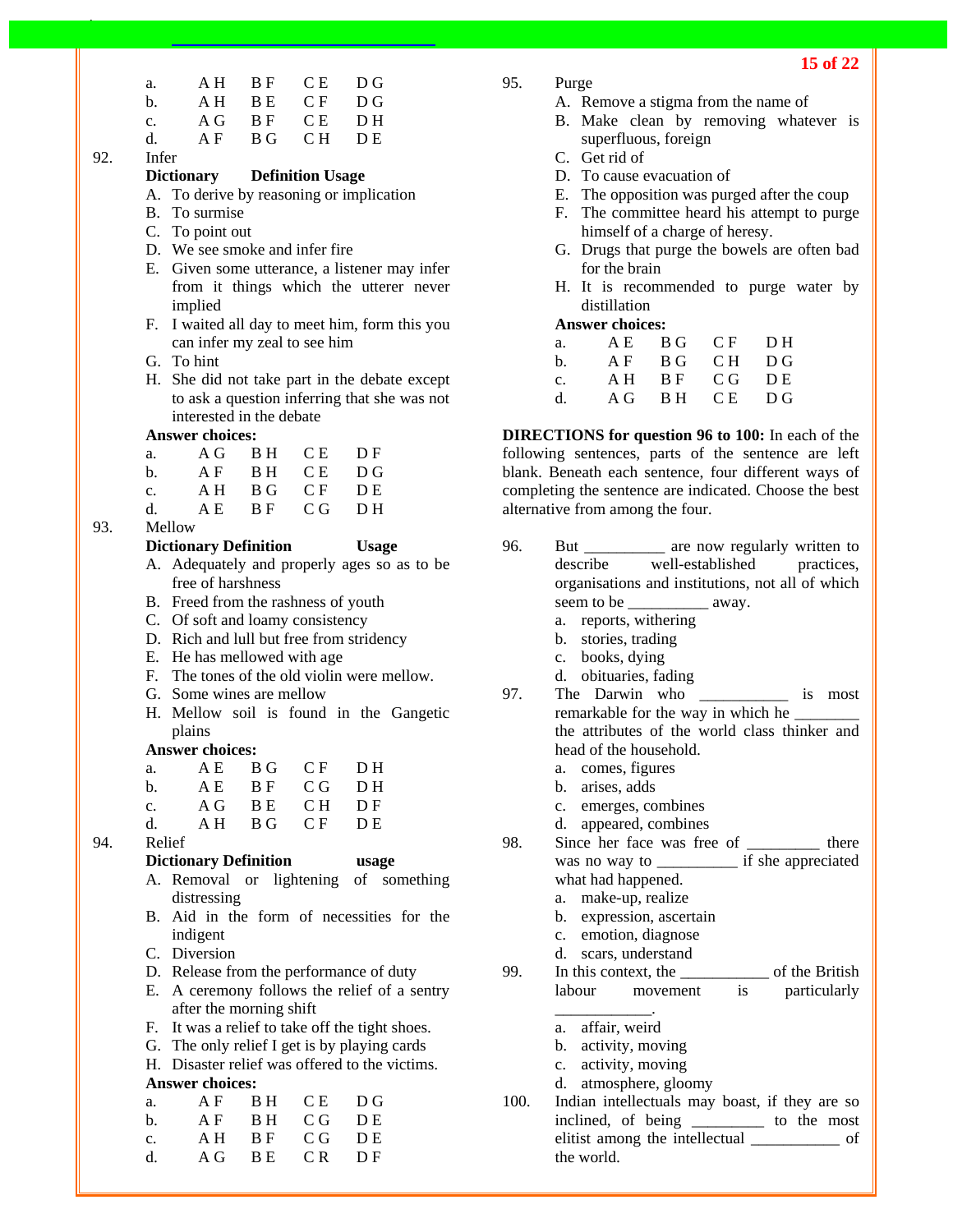| | | | | |
|---|---|---|---|---|
| a. | A H | B F | C E | D G |
| b. | A H | B E | C F | D G |
| c. | A G | B F | C E | D H |
| d. | A F | B G | C H | D E |

92. Infer

**Dictionary Definition Usage**

A. To derive by reasoning or implication
B. To surmise
C. To point out
D. We see smoke and infer fire
E. Given some utterance, a listener may infer from it things which the utterer never implied
F. I waited all day to meet him, form this you can infer my zeal to see him
G. To hint
H. She did not take part in the debate except to ask a question inferring that she was not interested in the debate

**Answer choices:**

| | | | | |
|---|---|---|---|---|
| a. | A G | B H | C E | D F |
| b. | A F | B H | C E | D G |
| c. | A H | B G | C F | D E |
| d. | A E | B F | C G | D H |

93. Mellow

**Dictionary Definition Usage**

A. Adequately and properly ages so as to be free of harshness
B. Freed from the rashness of youth
C. Of soft and loamy consistency
D. Rich and lull but free from stridency
E. He has mellowed with age
F. The tones of the old violin were mellow.
G. Some wines are mellow
H. Mellow soil is found in the Gangetic plains

**Answer choices:**

| | | | | |
|---|---|---|---|---|
| a. | A E | B G | C F | D H |
| b. | A E | B F | C G | D H |
| c. | A G | B E | C H | D F |
| d. | A H | B G | C F | D E |

94. Relief

**Dictionary Definition usage**

A. Removal or lightening of something distressing
B. Aid in the form of necessities for the indigent
C. Diversion
D. Release from the performance of duty
E. A ceremony follows the relief of a sentry after the morning shift
F. It was a relief to take off the tight shoes.
G. The only relief I get is by playing cards
H. Disaster relief was offered to the victims.

**Answer choices:**

| | | | | |
|---|---|---|---|---|
| a. | A F | B H | C E | D G |
| b. | A F | B H | C G | D E |
| c. | A H | B F | C G | D E |
| d. | A G | B E | C R | D F |

95. Purge

A. Remove a stigma from the name of
B. Make clean by removing whatever is superfluous, foreign
C. Get rid of
D. To cause evacuation of
E. The opposition was purged after the coup
F. The committee heard his attempt to purge himself of a charge of heresy.
G. Drugs that purge the bowels are often bad for the brain
H. It is recommended to purge water by distillation

**Answer choices:**

| | | | | |
|---|---|---|---|---|
| a. | A E | B G | C F | D H |
| b. | A F | B G | C H | D G |
| c. | A H | B F | C G | D E |
| d. | A G | B H | C E | D G |

**DIRECTIONS for question 96 to 100:** In each of the following sentences, parts of the sentence are left blank. Beneath each sentence, four different ways of completing the sentence are indicated. Choose the best alternative from among the four.

96. But __________ are now regularly written to describe well-established practices, organisations and institutions, not all of which seem to be __________ away.
a. reports, withering
b. stories, trading
c. books, dying
d. obituaries, fading

97. The Darwin who ___________ is most remarkable for the way in which he ________ the attributes of the world class thinker and head of the household.
a. comes, figures
b. arises, adds
c. emerges, combines
d. appeared, combines

98. Since her face was free of _________ there was no way to __________ if she appreciated what had happened.
a. make-up, realize
b. expression, ascertain
c. emotion, diagnose
d. scars, understand

99. In this context, the ___________ of the British labour movement is particularly ____________.
a. affair, weird
b. activity, moving
c. activity, moving
d. atmosphere, gloomy

100. Indian intellectuals may boast, if they are so inclined, of being _________ to the most elitist among the intellectual ___________ of the world.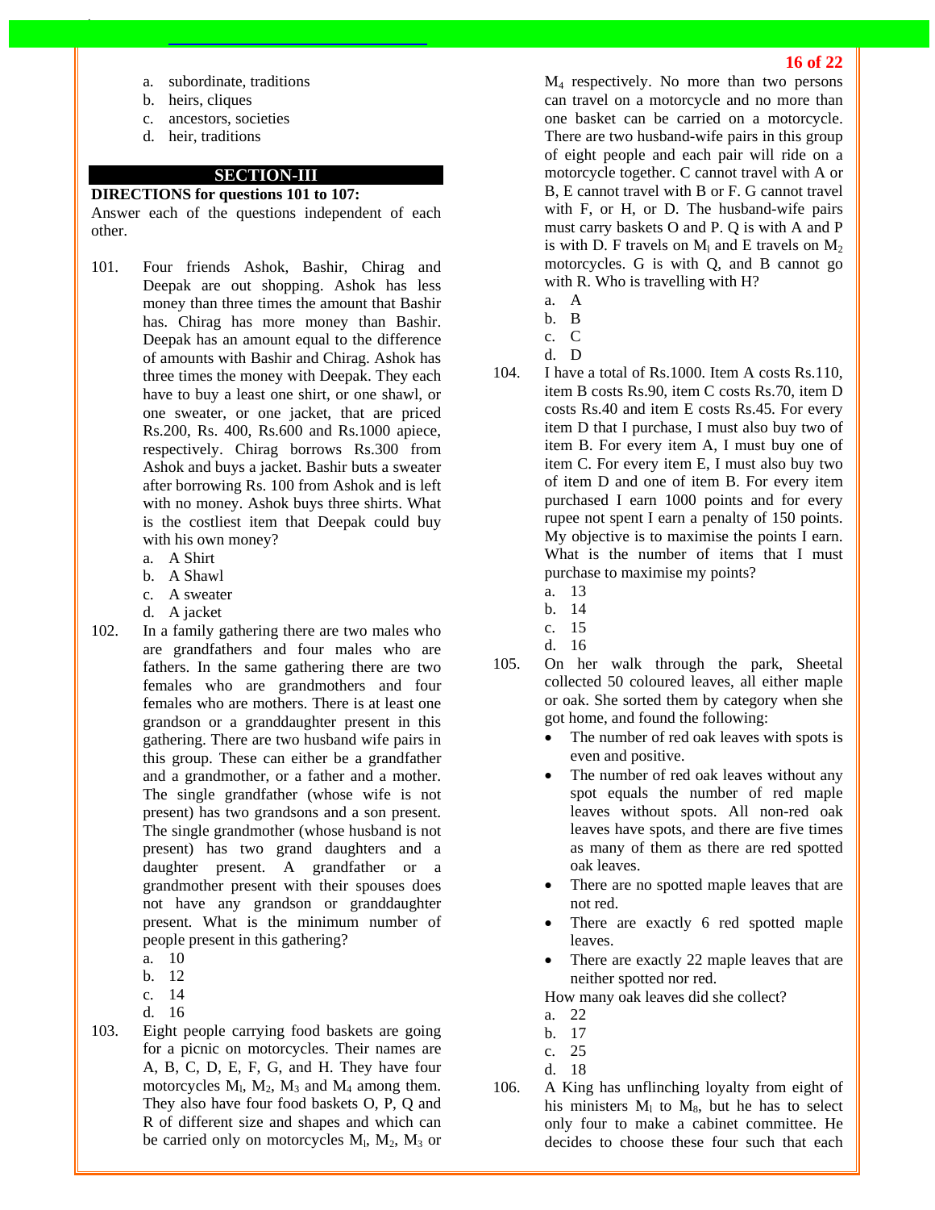a. subordinate, traditions
b. heirs, cliques
c. ancestors, societies
d. heir, traditions

## SECTION-III

**DIRECTIONS for questions 101 to 107:**
Answer each of the questions independent of each other.

101. Four friends Ashok, Bashir, Chirag and Deepak are out shopping. Ashok has less money than three times the amount that Bashir has. Chirag has more money than Bashir. Deepak has an amount equal to the difference of amounts with Bashir and Chirag. Ashok has three times the money with Deepak. They each have to buy a least one shirt, or one shawl, or one sweater, or one jacket, that are priced Rs.200, Rs. 400, Rs.600 and Rs.1000 apiece, respectively. Chirag borrows Rs.300 from Ashok and buys a jacket. Bashir buts a sweater after borrowing Rs. 100 from Ashok and is left with no money. Ashok buys three shirts. What is the costliest item that Deepak could buy with his own money?
   a. A Shirt
   b. A Shawl
   c. A sweater
   d. A jacket

102. In a family gathering there are two males who are grandfathers and four males who are fathers. In the same gathering there are two females who are grandmothers and four females who are mothers. There is at least one grandson or a granddaughter present in this gathering. There are two husband wife pairs in this group. These can either be a grandfather and a grandmother, or a father and a mother. The single grandfather (whose wife is not present) has two grandsons and a son present. The single grandmother (whose husband is not present) has two grand daughters and a daughter present. A grandfather or a grandmother present with their spouses does not have any grandson or granddaughter present. What is the minimum number of people present in this gathering?
   a. 10
   b. 12
   c. 14
   d. 16

103. Eight people carrying food baskets are going for a picnic on motorcycles. Their names are A, B, C, D, E, F, G, and H. They have four motorcycles $M_1$, $M_2$, $M_3$ and $M_4$ among them. They also have four food baskets O, P, Q and R of different size and shapes and which can be carried only on motorcycles $M_1$, $M_2$, $M_3$ or $M_4$ respectively. No more than two persons can travel on a motorcycle and no more than one basket can be carried on a motorcycle. There are two husband-wife pairs in this group of eight people and each pair will ride on a motorcycle together. C cannot travel with A or B, E cannot travel with B or F. G cannot travel with F, or H, or D. The husband-wife pairs must carry baskets O and P. Q is with A and P is with D. F travels on $M_1$ and E travels on $M_2$ motorcycles. G is with Q, and B cannot go with R. Who is travelling with H?
   a. A
   b. B
   c. C
   d. D

104. I have a total of Rs.1000. Item A costs Rs.110, item B costs Rs.90, item C costs Rs.70, item D costs Rs.40 and item E costs Rs.45. For every item D that I purchase, I must also buy two of item B. For every item A, I must buy one of item C. For every item E, I must also buy two of item D and one of item B. For every item purchased I earn 1000 points and for every rupee not spent I earn a penalty of 150 points. My objective is to maximise the points I earn. What is the number of items that I must purchase to maximise my points?
   a. 13
   b. 14
   c. 15
   d. 16

105. On her walk through the park, Sheetal collected 50 coloured leaves, all either maple or oak. She sorted them by category when she got home, and found the following:
   - The number of red oak leaves with spots is even and positive.
   - The number of red oak leaves without any spot equals the number of red maple leaves without spots. All non-red oak leaves have spots, and there are five times as many of them as there are red spotted oak leaves.
   - There are no spotted maple leaves that are not red.
   - There are exactly 6 red spotted maple leaves.
   - There are exactly 22 maple leaves that are neither spotted nor red.

   How many oak leaves did she collect?
   a. 22
   b. 17
   c. 25
   d. 18

106. A King has unflinching loyalty from eight of his ministers $M_1$ to $M_8$, but he has to select only four to make a cabinet committee. He decides to choose these four such that each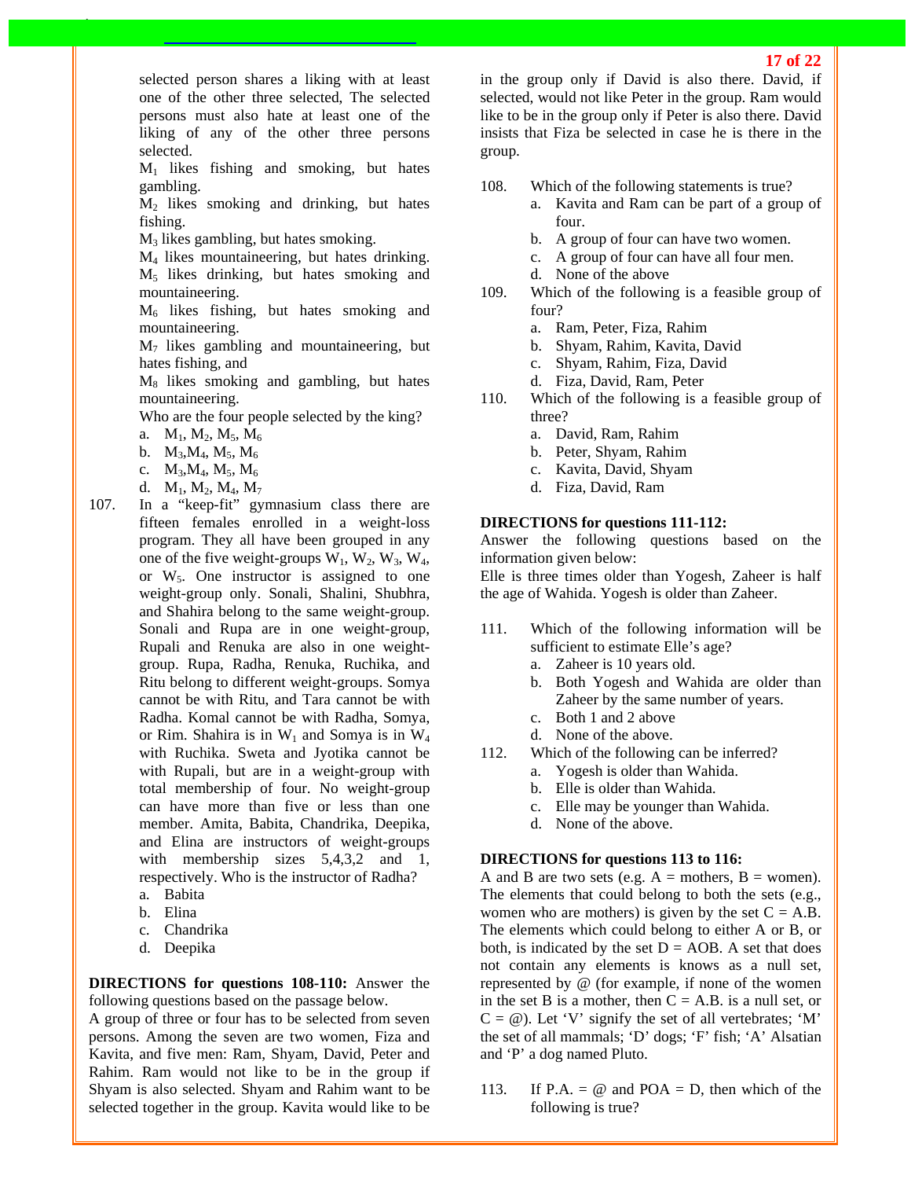selected person shares a liking with at least one of the other three selected, The selected persons must also hate at least one of the liking of any of the other three persons selected.

$M_1$ likes fishing and smoking, but hates gambling.

$M_2$ likes smoking and drinking, but hates fishing.

$M_3$ likes gambling, but hates smoking.

$M_4$ likes mountaineering, but hates drinking.

$M_5$ likes drinking, but hates smoking and mountaineering.

$M_6$ likes fishing, but hates smoking and mountaineering.

$M_7$ likes gambling and mountaineering, but hates fishing, and

$M_8$ likes smoking and gambling, but hates mountaineering.

Who are the four people selected by the king?

a. $M_1$, $M_2$, $M_5$, $M_6$
b. $M_3$,$M_4$, $M_5$, $M_6$
c. $M_3$,$M_4$, $M_5$, $M_6$
d. $M_1$, $M_2$, $M_4$, $M_7$

107. In a “keep-fit” gymnasium class there are fifteen females enrolled in a weight-loss program. They all have been grouped in any one of the five weight-groups $W_1$, $W_2$, $W_3$, $W_4$, or $W_5$. One instructor is assigned to one weight-group only. Sonali, Shalini, Shubhra, and Shahira belong to the same weight-group. Sonali and Rupa are in one weight-group, Rupali and Renuka are also in one weight-group. Rupa, Radha, Renuka, Ruchika, and Ritu belong to different weight-groups. Somya cannot be with Ritu, and Tara cannot be with Radha. Komal cannot be with Radha, Somya, or Rim. Shahira is in $W_1$ and Somya is in $W_4$ with Ruchika. Sweta and Jyotika cannot be with Rupali, but are in a weight-group with total membership of four. No weight-group can have more than five or less than one member. Amita, Babita, Chandrika, Deepika, and Elina are instructors of weight-groups with membership sizes 5,4,3,2 and 1, respectively. Who is the instructor of Radha?

a. Babita
b. Elina
c. Chandrika
d. Deepika

**DIRECTIONS for questions 108-110:** Answer the following questions based on the passage below.

A group of three or four has to be selected from seven persons. Among the seven are two women, Fiza and Kavita, and five men: Ram, Shyam, David, Peter and Rahim. Ram would not like to be in the group if Shyam is also selected. Shyam and Rahim want to be selected together in the group. Kavita would like to be in the group only if David is also there. David, if selected, would not like Peter in the group. Ram would like to be in the group only if Peter is also there. David insists that Fiza be selected in case he is there in the group.

108. Which of the following statements is true?
   a. Kavita and Ram can be part of a group of four.
   b. A group of four can have two women.
   c. A group of four can have all four men.
   d. None of the above

109. Which of the following is a feasible group of four?
   a. Ram, Peter, Fiza, Rahim
   b. Shyam, Rahim, Kavita, David
   c. Shyam, Rahim, Fiza, David
   d. Fiza, David, Ram, Peter

110. Which of the following is a feasible group of three?
   a. David, Ram, Rahim
   b. Peter, Shyam, Rahim
   c. Kavita, David, Shyam
   d. Fiza, David, Ram

**DIRECTIONS for questions 111-112:**

Answer the following questions based on the information given below:

Elle is three times older than Yogesh, Zaheer is half the age of Wahida. Yogesh is older than Zaheer.

111. Which of the following information will be sufficient to estimate Elle’s age?
   a. Zaheer is 10 years old.
   b. Both Yogesh and Wahida are older than Zaheer by the same number of years.
   c. Both 1 and 2 above
   d. None of the above.

112. Which of the following can be inferred?
   a. Yogesh is older than Wahida.
   b. Elle is older than Wahida.
   c. Elle may be younger than Wahida.
   d. None of the above.

**DIRECTIONS for questions 113 to 116:**

A and B are two sets (e.g. A = mothers, B = women). The elements that could belong to both the sets (e.g., women who are mothers) is given by the set C = A.B. The elements which could belong to either A or B, or both, is indicated by the set D = AOB. A set that does not contain any elements is knows as a null set, represented by @ (for example, if none of the women in the set B is a mother, then C = A.B. is a null set, or C = @). Let ‘V’ signify the set of all vertebrates; ‘M’ the set of all mammals; ‘D’ dogs; ‘F’ fish; ‘A’ Alsatian and ‘P’ a dog named Pluto.

113. If P.A. = @ and POA = D, then which of the following is true?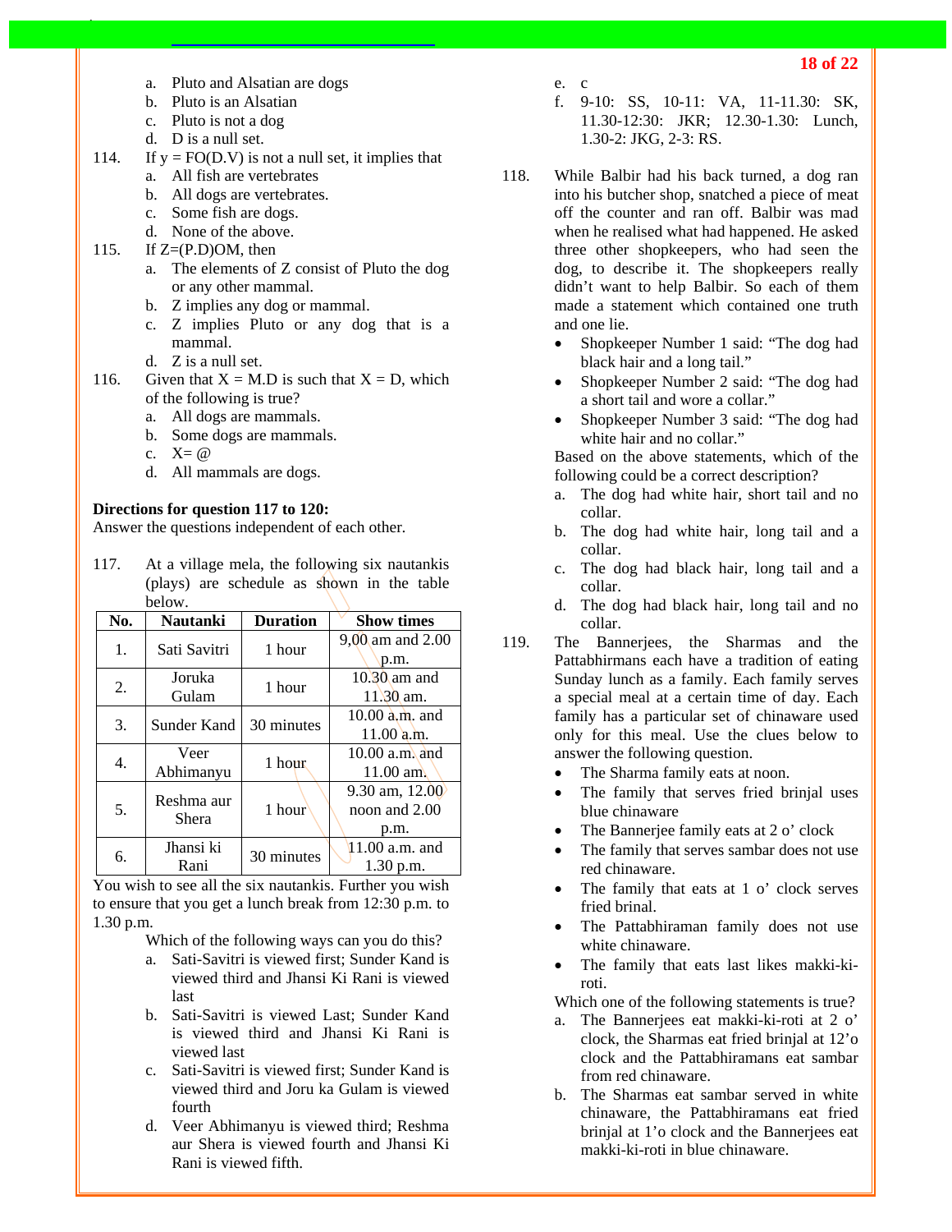a. Pluto and Alsatian are dogs
b. Pluto is an Alsatian
c. Pluto is not a dog
d. D is a null set.

114. If y = FO(D.V) is not a null set, it implies that
a. All fish are vertebrates
b. All dogs are vertebrates.
c. Some fish are dogs.
d. None of the above.

115. If Z=(P.D)OM, then
a. The elements of Z consist of Pluto the dog or any other mammal.
b. Z implies any dog or mammal.
c. Z implies Pluto or any dog that is a mammal.
d. Z is a null set.

116. Given that X = M.D is such that X = D, which of the following is true?
a. All dogs are mammals.
b. Some dogs are mammals.
c. X= @
d. All mammals are dogs.

**Directions for question 117 to 120:**
Answer the questions independent of each other.

117. At a village mela, the following six nautankis (plays) are schedule as shown in the table below.

| No. | Nautanki | Duration | Show times |
|---|---|---|---|
| 1. | Sati Savitri | 1 hour | 9,00 am and 2.00 p.m. |
| 2. | Joruka Gulam | 1 hour | 10.30 am and 11.30 am. |
| 3. | Sunder Kand | 30 minutes | 10.00 a.m. and 11.00 a.m. |
| 4. | Veer Abhimanyu | 1 hour | 10.00 a.m. and 11.00 am. |
| 5. | Reshma aur Shera | 1 hour | 9.30 am, 12.00 noon and 2.00 p.m. |
| 6. | Jhansi ki Rani | 30 minutes | 11.00 a.m. and 1.30 p.m. |

You wish to see all the six nautankis. Further you wish to ensure that you get a lunch break from 12:30 p.m. to 1.30 p.m.

Which of the following ways can you do this?
a. Sati-Savitri is viewed first; Sunder Kand is viewed third and Jhansi Ki Rani is viewed last
b. Sati-Savitri is viewed Last; Sunder Kand is viewed third and Jhansi Ki Rani is viewed last
c. Sati-Savitri is viewed first; Sunder Kand is viewed third and Joru ka Gulam is viewed fourth
d. Veer Abhimanyu is viewed third; Reshma aur Shera is viewed fourth and Jhansi Ki Rani is viewed fifth.
e. c
f. 9-10: SS, 10-11: VA, 11-11.30: SK, 11.30-12:30: JKR; 12.30-1.30: Lunch, 1.30-2: JKG, 2-3: RS.

118. While Balbir had his back turned, a dog ran into his butcher shop, snatched a piece of meat off the counter and ran off. Balbir was mad when he realised what had happened. He asked three other shopkeepers, who had seen the dog, to describe it. The shopkeepers really didn't want to help Balbir. So each of them made a statement which contained one truth and one lie.

- Shopkeeper Number 1 said: "The dog had black hair and a long tail."
- Shopkeeper Number 2 said: "The dog had a short tail and wore a collar."
- Shopkeeper Number 3 said: "The dog had white hair and no collar."

Based on the above statements, which of the following could be a correct description?
a. The dog had white hair, short tail and no collar.
b. The dog had white hair, long tail and a collar.
c. The dog had black hair, long tail and a collar.
d. The dog had black hair, long tail and no collar.

119. The Bannerjees, the Sharmas and the Pattabhirmans each have a tradition of eating Sunday lunch as a family. Each family serves a special meal at a certain time of day. Each family has a particular set of chinaware used only for this meal. Use the clues below to answer the following question.

- The Sharma family eats at noon.
- The family that serves fried brinjal uses blue chinaware
- The Bannerjee family eats at 2 o' clock
- The family that serves sambar does not use red chinaware.
- The family that eats at 1 o' clock serves fried brinal.
- The Pattabhiraman family does not use white chinaware.
- The family that eats last likes makki-ki-roti.

Which one of the following statements is true?
a. The Bannerjees eat makki-ki-roti at 2 o' clock, the Sharmas eat fried brinjal at 12'o clock and the Pattabhiramans eat sambar from red chinaware.
b. The Sharmas eat sambar served in white chinaware, the Pattabhiramans eat fried brinjal at 1'o clock and the Bannerjees eat makki-ki-roti in blue chinaware.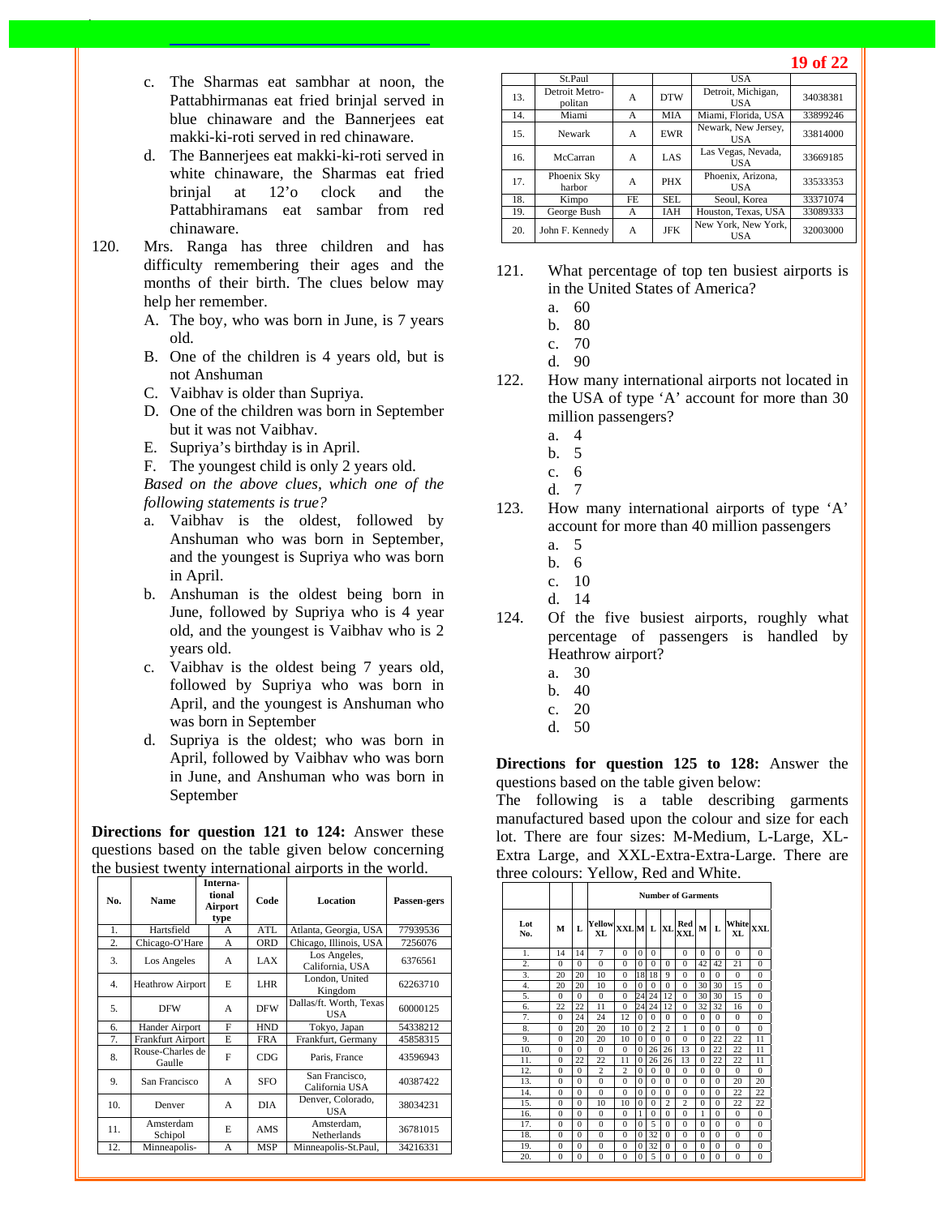c. The Sharmas eat sambhar at noon, the Pattabhirmanas eat fried brinjal served in blue chinaware and the Bannerjees eat makki-ki-roti served in red chinaware.

d. The Bannerjees eat makki-ki-roti served in white chinaware, the Sharmas eat fried brinjal at 12'o clock and the Pattabhiramans eat sambar from red chinaware.

120. Mrs. Ranga has three children and has difficulty remembering their ages and the months of their birth. The clues below may help her remember.

A. The boy, who was born in June, is 7 years old.

B. One of the children is 4 years old, but is not Anshuman

C. Vaibhav is older than Supriya.

D. One of the children was born in September but it was not Vaibhav.

E. Supriya's birthday is in April.

F. The youngest child is only 2 years old.

*Based on the above clues, which one of the following statements is true?*

a. Vaibhav is the oldest, followed by Anshuman who was born in September, and the youngest is Supriya who was born in April.

b. Anshuman is the oldest being born in June, followed by Supriya who is 4 year old, and the youngest is Vaibhav who is 2 years old.

c. Vaibhav is the oldest being 7 years old, followed by Supriya who was born in April, and the youngest is Anshuman who was born in September

d. Supriya is the oldest; who was born in April, followed by Vaibhav who was born in June, and Anshuman who was born in September

**Directions for question 121 to 124:** Answer these questions based on the table given below concerning the busiest twenty international airports in the world.

| No. | Name | International Airport type | Code | Location | Passen-gers |
|---|---|---|---|---|---|
| 1. | Hartsfield | A | ATL | Atlanta, Georgia, USA | 77939536 |
| 2. | Chicago-O'Hare | A | ORD | Chicago, Illinois, USA | 7256076 |
| 3. | Los Angeles | A | LAX | Los Angeles, California, USA | 6376561 |
| 4. | Heathrow Airport | E | LHR | London, United Kingdom | 62263710 |
| 5. | DFW | A | DFW | Dallas/ft. Worth, Texas USA | 60000125 |
| 6. | Hander Airport | F | HND | Tokyo, Japan | 54338212 |
| 7. | Frankfurt Airport | E | FRA | Frankfurt, Germany | 45858315 |
| 8. | Rouse-Charles de Gaulle | F | CDG | Paris, France | 43596943 |
| 9. | San Francisco | A | SFO | San Francisco, California USA | 40387422 |
| 10. | Denver | A | DIA | Denver, Colorado, USA | 38034231 |
| 11. | Amsterdam Schipol | E | AMS | Amsterdam, Netherlands | 36781015 |
| 12. | Minneapolis-St.Paul | A | MSP | Minneapolis-St.Paul, USA | 34216331 |
| 13. | Detroit Metro-politan | A | DTW | Detroit, Michigan, USA | 34038381 |
| 14. | Miami | A | MIA | Miami, Florida, USA | 33899246 |
| 15. | Newark | A | EWR | Newark, New Jersey, USA | 33814000 |
| 16. | McCarran | A | LAS | Las Vegas, Nevada, USA | 33669185 |
| 17. | Phoenix Sky harbor | A | PHX | Phoenix, Arizona, USA | 33533353 |
| 18. | Kimpo | FE | SEL | Seoul, Korea | 33371074 |
| 19. | George Bush | A | IAH | Houston, Texas, USA | 33089333 |
| 20. | John F. Kennedy | A | JFK | New York, New York, USA | 32003000 |

121. What percentage of top ten busiest airports is in the United States of America?

a. 60
b. 80
c. 70
d. 90

122. How many international airports not located in the USA of type 'A' account for more than 30 million passengers?

a. 4
b. 5
c. 6
d. 7

123. How many international airports of type 'A' account for more than 40 million passengers

a. 5
b. 6
c. 10
d. 14

124. Of the five busiest airports, roughly what percentage of passengers is handled by Heathrow airport?

a. 30
b. 40
c. 20
d. 50

**Directions for question 125 to 128:** Answer the questions based on the table given below:

The following is a table describing garments manufactured based upon the colour and size for each lot. There are four sizes: M-Medium, L-Large, XL-Extra Large, and XXL-Extra-Extra-Large. There are three colours: Yellow, Red and White.

| | Number of Garments | | | | | | | | | | | |
|---|---|---|---|---|---|---|---|---|---|---|---|---|
| Lot No. | M | L | Yellow XL | XXL | M | L | XL | Red XXL | M | L | White XL | XXL |
| 1. | 14 | 14 | 7 | 0 | 0 | 0 | | 0 | 0 | 0 | 0 | 0 |
| 2. | 0 | 0 | 0 | 0 | 0 | 0 | 0 | 0 | 42 | 42 | 21 | 0 |
| 3. | 20 | 20 | 10 | 0 | 18 | 18 | 9 | 0 | 0 | 0 | 0 | 0 |
| 4. | 20 | 20 | 10 | 0 | 0 | 0 | 0 | 0 | 30 | 30 | 15 | 0 |
| 5. | 0 | 0 | 0 | 0 | 24 | 24 | 12 | 0 | 30 | 30 | 15 | 0 |
| 6. | 22 | 22 | 11 | 0 | 24 | 24 | 12 | 0 | 32 | 32 | 16 | 0 |
| 7. | 0 | 24 | 24 | 12 | 0 | 0 | 0 | 0 | 0 | 0 | 0 | 0 |
| 8. | 0 | 20 | 20 | 10 | 0 | 2 | 2 | 1 | 0 | 0 | 0 | 0 |
| 9. | 0 | 20 | 20 | 10 | 0 | 0 | 0 | 0 | 0 | 22 | 22 | 11 |
| 10. | 0 | 0 | 0 | 0 | 0 | 26 | 26 | 13 | 0 | 22 | 22 | 11 |
| 11. | 0 | 22 | 22 | 11 | 0 | 26 | 26 | 13 | 0 | 22 | 22 | 11 |
| 12. | 0 | 0 | 2 | 2 | 0 | 0 | 0 | 0 | 0 | 0 | 0 | 0 |
| 13. | 0 | 0 | 0 | 0 | 0 | 0 | 0 | 0 | 0 | 0 | 20 | 20 |
| 14. | 0 | 0 | 0 | 0 | 0 | 0 | 0 | 0 | 0 | 0 | 22 | 22 |
| 15. | 0 | 0 | 10 | 10 | 0 | 0 | 2 | 2 | 0 | 0 | 22 | 22 |
| 16. | 0 | 0 | 0 | 0 | 1 | 0 | 0 | 0 | 1 | 0 | 0 | 0 |
| 17. | 0 | 0 | 0 | 0 | 0 | 5 | 0 | 0 | 0 | 0 | 0 | 0 |
| 18. | 0 | 0 | 0 | 0 | 0 | 32 | 0 | 0 | 0 | 0 | 0 | 0 |
| 19. | 0 | 0 | 0 | 0 | 0 | 32 | 0 | 0 | 0 | 0 | 0 | 0 |
| 20. | 0 | 0 | 0 | 0 | 0 | 5 | 0 | 0 | 0 | 0 | 0 | 0 |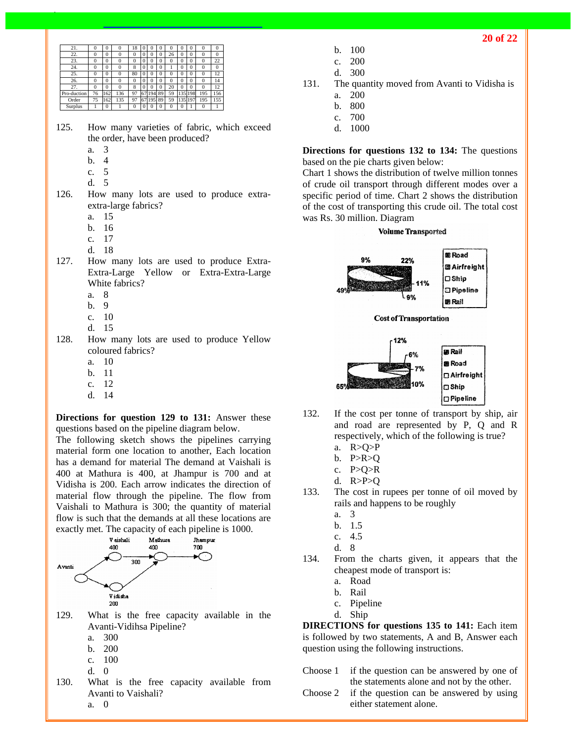| 21. | 0 | 0 | 0 | 18 | 0 | 0 | 0 | 0 | 0 | 0 | 0 | 0 |
|---|---|---|---|---|---|---|---|---|---|---|---|---|
| 22. | 0 | 0 | 0 | 0 | 0 | 0 | 0 | 26 | 0 | 0 | 0 | 0 |
| 23. | 0 | 0 | 0 | 0 | 0 | 0 | 0 | 0 | 0 | 0 | 0 | 22 |
| 24. | 0 | 0 | 0 | 8 | 0 | 0 | 0 | 1 | 0 | 0 | 0 | 0 |
| 25. | 0 | 0 | 0 | 80 | 0 | 0 | 0 | 0 | 0 | 0 | 0 | 12 |
| 26. | 0 | 0 | 0 | 0 | 0 | 0 | 0 | 0 | 0 | 0 | 0 | 14 |
| 27. | 0 | 0 | 0 | 8 | 0 | 0 | 0 | 20 | 0 | 0 | 0 | 12 |
| Pro-duction | 76 | 162 | 136 | 97 | 67 | 194 | 89 | 59 | 135 | 198 | 195 | 156 |
| Order | 75 | 162 | 135 | 97 | 67 | 195 | 89 | 59 | 135 | 197 | 195 | 155 |
| Surplus | 1 | 0 | 1 | 0 | 0 | 0 | 0 | 0 | 0 | 1 | 0 | 1 |

125. How many varieties of fabric, which exceed the order, have been produced?
   a. 3
   b. 4
   c. 5
   d. 5

126. How many lots are used to produce extra-extra-large fabrics?
   a. 15
   b. 16
   c. 17
   d. 18

127. How many lots are used to produce Extra-Extra-Large Yellow or Extra-Extra-Large White fabrics?
   a. 8
   b. 9
   c. 10
   d. 15

128. How many lots are used to produce Yellow coloured fabrics?
   a. 10
   b. 11
   c. 12
   d. 14

**Directions for question 129 to 131:** Answer these questions based on the pipeline diagram below.
The following sketch shows the pipelines carrying material form one location to another, Each location has a demand for material The demand at Vaishali is 400 at Mathura is 400, at Jhampur is 700 and at Vidisha is 200. Each arrow indicates the direction of material flow through the pipeline. The flow from Vaishali to Mathura is 300; the quantity of material flow is such that the demands at all these locations are exactly met. The capacity of each pipeline is 1000.

Vaishali 400 — Mathura 400 — Jhampur 700; Avanti; Vidisha 200; 300

129. What is the free capacity available in the Avanti-Vidihsa Pipeline?
   a. 300
   b. 200
   c. 100
   d. 0

130. What is the free capacity available from Avanti to Vaishali?
   a. 0
   b. 100
   c. 200
   d. 300

131. The quantity moved from Avanti to Vidisha is
   a. 200
   b. 800
   c. 700
   d. 1000

**Directions for questions 132 to 134:** The questions based on the pie charts given below:
Chart 1 shows the distribution of twelve million tonnes of crude oil transport through different modes over a specific period of time. Chart 2 shows the distribution of the cost of transporting this crude oil. The total cost was Rs. 30 million. Diagram

**Volume Transported**

Road, Airfreight, Ship, Pipeline, Rail — 9%, 22%, 11%, 9%, 49%

**Cost of Transportation**

Rail, Road, Airfreight, Ship, Pipeline — 12%, 6%, 7%, 10%, 65%

132. If the cost per tonne of transport by ship, air and road are represented by P, Q and R respectively, which of the following is true?
   a. R>Q>P
   b. P>R>Q
   c. P>Q>R
   d. R>P>Q

133. The cost in rupees per tonne of oil moved by rails and happens to be roughly
   a. 3
   b. 1.5
   c. 4.5
   d. 8

134. From the charts given, it appears that the cheapest mode of transport is:
   a. Road
   b. Rail
   c. Pipeline
   d. Ship

**DIRECTIONS for questions 135 to 141:** Each item is followed by two statements, A and B, Answer each question using the following instructions.

Choose 1 if the question can be answered by one of the statements alone and not by the other.

Choose 2 if the question can be answered by using either statement alone.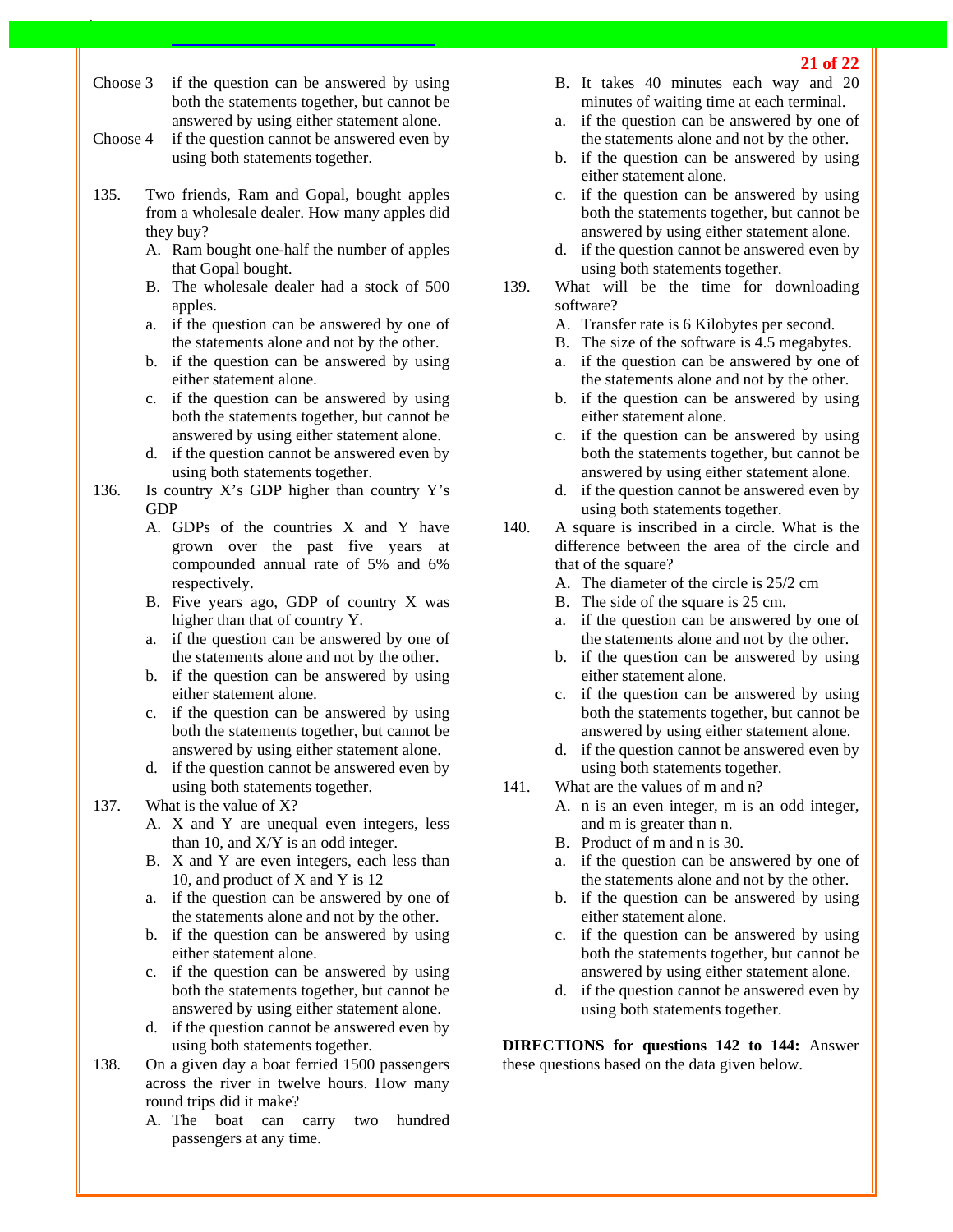Choose 3 if the question can be answered by using both the statements together, but cannot be answered by using either statement alone.

Choose 4 if the question cannot be answered even by using both statements together.

135. Two friends, Ram and Gopal, bought apples from a wholesale dealer. How many apples did they buy?

A. Ram bought one-half the number of apples that Gopal bought.
B. The wholesale dealer had a stock of 500 apples.

a. if the question can be answered by one of the statements alone and not by the other.
b. if the question can be answered by using either statement alone.
c. if the question can be answered by using both the statements together, but cannot be answered by using either statement alone.
d. if the question cannot be answered even by using both statements together.

136. Is country X's GDP higher than country Y's GDP

A. GDPs of the countries X and Y have grown over the past five years at compounded annual rate of 5% and 6% respectively.
B. Five years ago, GDP of country X was higher than that of country Y.

a. if the question can be answered by one of the statements alone and not by the other.
b. if the question can be answered by using either statement alone.
c. if the question can be answered by using both the statements together, but cannot be answered by using either statement alone.
d. if the question cannot be answered even by using both statements together.

137. What is the value of X?

A. X and Y are unequal even integers, less than 10, and X/Y is an odd integer.
B. X and Y are even integers, each less than 10, and product of X and Y is 12

a. if the question can be answered by one of the statements alone and not by the other.
b. if the question can be answered by using either statement alone.
c. if the question can be answered by using both the statements together, but cannot be answered by using either statement alone.
d. if the question cannot be answered even by using both statements together.

138. On a given day a boat ferried 1500 passengers across the river in twelve hours. How many round trips did it make?

A. The boat can carry two hundred passengers at any time.
B. It takes 40 minutes each way and 20 minutes of waiting time at each terminal.

a. if the question can be answered by one of the statements alone and not by the other.
b. if the question can be answered by using either statement alone.
c. if the question can be answered by using both the statements together, but cannot be answered by using either statement alone.
d. if the question cannot be answered even by using both statements together.

139. What will be the time for downloading software?

A. Transfer rate is 6 Kilobytes per second.
B. The size of the software is 4.5 megabytes.

a. if the question can be answered by one of the statements alone and not by the other.
b. if the question can be answered by using either statement alone.
c. if the question can be answered by using both the statements together, but cannot be answered by using either statement alone.
d. if the question cannot be answered even by using both statements together.

140. A square is inscribed in a circle. What is the difference between the area of the circle and that of the square?

A. The diameter of the circle is 25/2 cm
B. The side of the square is 25 cm.

a. if the question can be answered by one of the statements alone and not by the other.
b. if the question can be answered by using either statement alone.
c. if the question can be answered by using both the statements together, but cannot be answered by using either statement alone.
d. if the question cannot be answered even by using both statements together.

141. What are the values of m and n?

A. n is an even integer, m is an odd integer, and m is greater than n.
B. Product of m and n is 30.

a. if the question can be answered by one of the statements alone and not by the other.
b. if the question can be answered by using either statement alone.
c. if the question can be answered by using both the statements together, but cannot be answered by using either statement alone.
d. if the question cannot be answered even by using both statements together.

**DIRECTIONS for questions 142 to 144:** Answer these questions based on the data given below.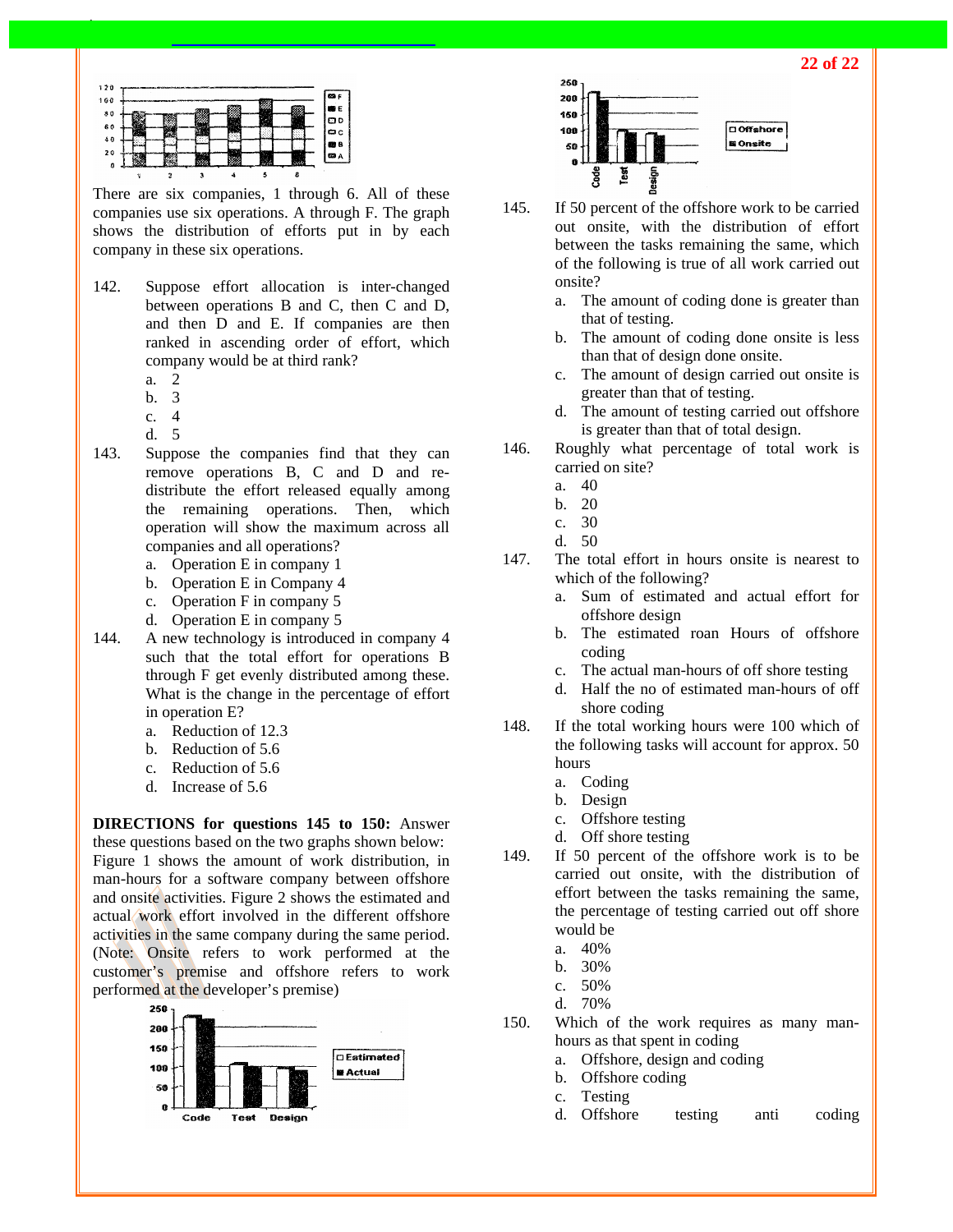120
100
80
60
40
20
0

1 2 3 4 5 6

F
E
D
C
B
A

There are six companies, 1 through 6. All of these companies use six operations. A through F. The graph shows the distribution of efforts put in by each company in these six operations.

142. Suppose effort allocation is inter-changed between operations B and C, then C and D, and then D and E. If companies are then ranked in ascending order of effort, which company would be at third rank?
   a. 2
   b. 3
   c. 4
   d. 5

143. Suppose the companies find that they can remove operations B, C and D and re-distribute the effort released equally among the remaining operations. Then, which operation will show the maximum across all companies and all operations?
   a. Operation E in company 1
   b. Operation E in Company 4
   c. Operation F in company 5
   d. Operation E in company 5

144. A new technology is introduced in company 4 such that the total effort for operations B through F get evenly distributed among these. What is the change in the percentage of effort in operation E?
   a. Reduction of 12.3
   b. Reduction of 5.6
   c. Reduction of 5.6
   d. Increase of 5.6

**DIRECTIONS for questions 145 to 150:** Answer these questions based on the two graphs shown below: Figure 1 shows the amount of work distribution, in man-hours for a software company between offshore and onsite activities. Figure 2 shows the estimated and actual work effort involved in the different offshore activities in the same company during the same period. (Note: Onsite refers to work performed at the customer's premise and offshore refers to work performed at the developer's premise)

250
200
150
100
50
0

Code Test Design

Estimated
Actual

250
200
150
100
50
0

Code Test Design

Offshore
Onsite

145. If 50 percent of the offshore work to be carried out onsite, with the distribution of effort between the tasks remaining the same, which of the following is true of all work carried out onsite?
   a. The amount of coding done is greater than that of testing.
   b. The amount of coding done onsite is less than that of design done onsite.
   c. The amount of design carried out onsite is greater than that of testing.
   d. The amount of testing carried out offshore is greater than that of total design.

146. Roughly what percentage of total work is carried on site?
   a. 40
   b. 20
   c. 30
   d. 50

147. The total effort in hours onsite is nearest to which of the following?
   a. Sum of estimated and actual effort for offshore design
   b. The estimated roan Hours of offshore coding
   c. The actual man-hours of off shore testing
   d. Half the no of estimated man-hours of off shore coding

148. If the total working hours were 100 which of the following tasks will account for approx. 50 hours
   a. Coding
   b. Design
   c. Offshore testing
   d. Off shore testing

149. If 50 percent of the offshore work is to be carried out onsite, with the distribution of effort between the tasks remaining the same, the percentage of testing carried out off shore would be
   a. 40%
   b. 30%
   c. 50%
   d. 70%

150. Which of the work requires as many man-hours as that spent in coding
   a. Offshore, design and coding
   b. Offshore coding
   c. Testing
   d. Offshore testing anti coding